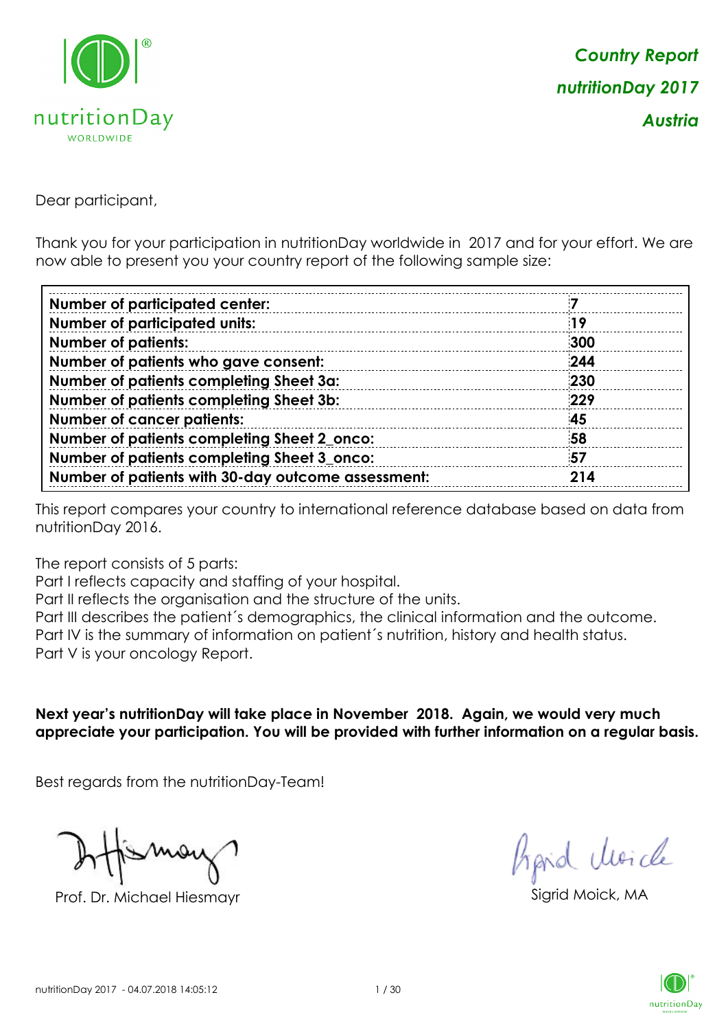*Country Report*
*nutritionDay 2017*
*Austria*

Dear participant,

Thank you for your participation in nutritionDay worldwide in 2017 and for your effort. We are now able to present you your country report of the following sample size:

| | |
|---|---|
| **Number of participated center:** | **7** |
| **Number of participated units:** | **19** |
| **Number of patients:** | **300** |
| **Number of patients who gave consent:** | **244** |
| **Number of patients completing Sheet 3a:** | **230** |
| **Number of patients completing Sheet 3b:** | **229** |
| **Number of cancer patients:** | **45** |
| **Number of patients completing Sheet 2_onco:** | **58** |
| **Number of patients completing Sheet 3_onco:** | **57** |
| **Number of patients with 30-day outcome assessment:** | **214** |

This report compares your country to international reference database based on data from nutritionDay 2016.

The report consists of 5 parts:
Part I reflects capacity and staffing of your hospital.
Part II reflects the organisation and the structure of the units.
Part III describes the patient´s demographics, the clinical information and the outcome.
Part IV is the summary of information on patient´s nutrition, history and health status.
Part V is your oncology Report.

**Next year's nutritionDay will take place in November 2018. Again, we would very much appreciate your participation. You will be provided with further information on a regular basis.**

Best regards from the nutritionDay-Team!

Prof. Dr. Michael Hiesmayr

Sigrid Moick, MA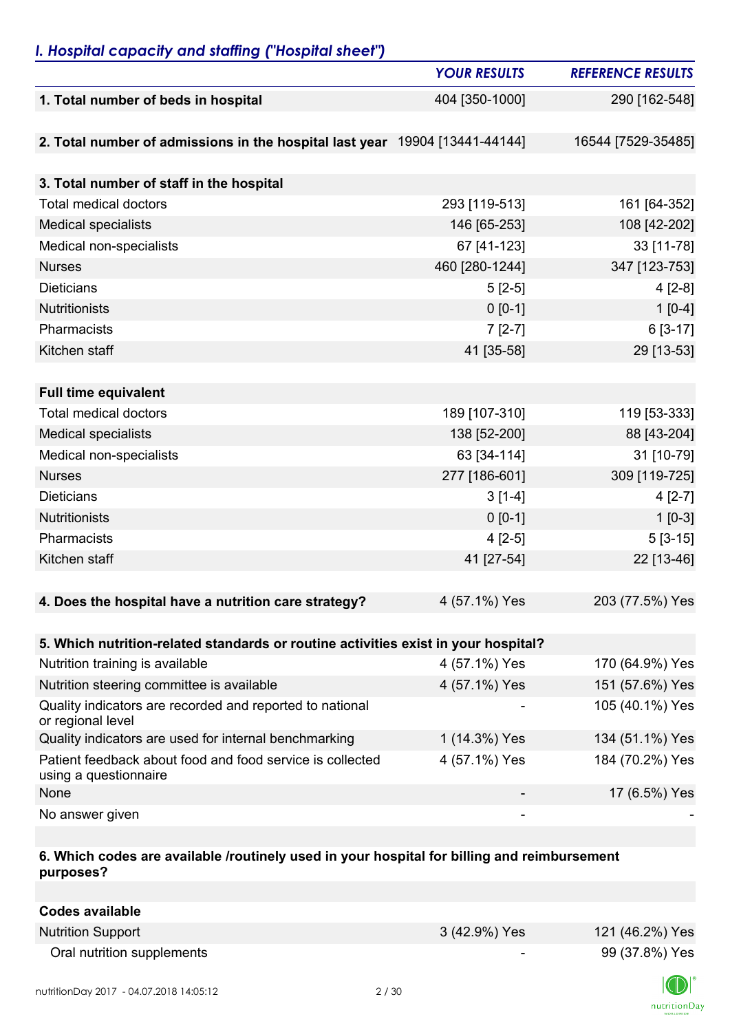## *I. Hospital capacity and staffing ("Hospital sheet")*

| | *YOUR RESULTS* | *REFERENCE RESULTS* |
|---|---|---|
| **1. Total number of beds in hospital** | 404 [350-1000] | 290 [162-548] |
| **2. Total number of admissions in the hospital last year** | 19904 [13441-44144] | 16544 [7529-35485] |
| **3. Total number of staff in the hospital** | | |
| Total medical doctors | 293 [119-513] | 161 [64-352] |
| Medical specialists | 146 [65-253] | 108 [42-202] |
| Medical non-specialists | 67 [41-123] | 33 [11-78] |
| Nurses | 460 [280-1244] | 347 [123-753] |
| Dieticians | 5 [2-5] | 4 [2-8] |
| Nutritionists | 0 [0-1] | 1 [0-4] |
| Pharmacists | 7 [2-7] | 6 [3-17] |
| Kitchen staff | 41 [35-58] | 29 [13-53] |
| **Full time equivalent** | | |
| Total medical doctors | 189 [107-310] | 119 [53-333] |
| Medical specialists | 138 [52-200] | 88 [43-204] |
| Medical non-specialists | 63 [34-114] | 31 [10-79] |
| Nurses | 277 [186-601] | 309 [119-725] |
| Dieticians | 3 [1-4] | 4 [2-7] |
| Nutritionists | 0 [0-1] | 1 [0-3] |
| Pharmacists | 4 [2-5] | 5 [3-15] |
| Kitchen staff | 41 [27-54] | 22 [13-46] |
| **4. Does the hospital have a nutrition care strategy?** | 4 (57.1%) Yes | 203 (77.5%) Yes |
| **5. Which nutrition-related standards or routine activities exist in your hospital?** | | |
| Nutrition training is available | 4 (57.1%) Yes | 170 (64.9%) Yes |
| Nutrition steering committee is available | 4 (57.1%) Yes | 151 (57.6%) Yes |
| Quality indicators are recorded and reported to national or regional level | - | 105 (40.1%) Yes |
| Quality indicators are used for internal benchmarking | 1 (14.3%) Yes | 134 (51.1%) Yes |
| Patient feedback about food and food service is collected using a questionnaire | 4 (57.1%) Yes | 184 (70.2%) Yes |
| None | - | 17 (6.5%) Yes |
| No answer given | - | - |
| **6. Which codes are available /routinely used in your hospital for billing and reimbursement purposes?** | | |
| **Codes available** | | |
| Nutrition Support | 3 (42.9%) Yes | 121 (46.2%) Yes |
| Oral nutrition supplements | - | 99 (37.8%) Yes |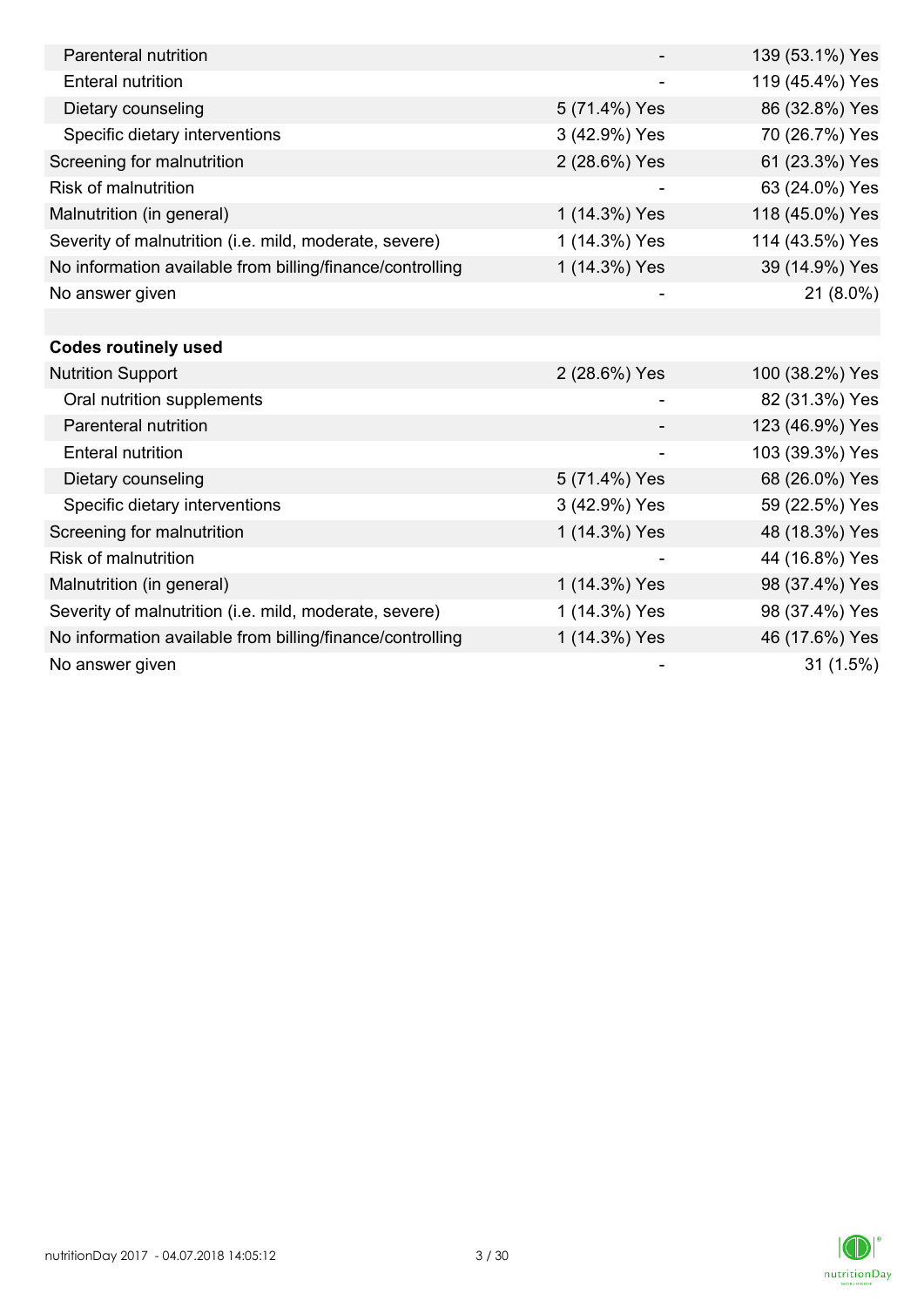| | | |
|---|---|---|
| Parenteral nutrition | - | 139 (53.1%) Yes |
| Enteral nutrition | - | 119 (45.4%) Yes |
| Dietary counseling | 5 (71.4%) Yes | 86 (32.8%) Yes |
| Specific dietary interventions | 3 (42.9%) Yes | 70 (26.7%) Yes |
| Screening for malnutrition | 2 (28.6%) Yes | 61 (23.3%) Yes |
| Risk of malnutrition | - | 63 (24.0%) Yes |
| Malnutrition (in general) | 1 (14.3%) Yes | 118 (45.0%) Yes |
| Severity of malnutrition (i.e. mild, moderate, severe) | 1 (14.3%) Yes | 114 (43.5%) Yes |
| No information available from billing/finance/controlling | 1 (14.3%) Yes | 39 (14.9%) Yes |
| No answer given | - | 21 (8.0%) |
| | | |
| **Codes routinely used** | | |
| Nutrition Support | 2 (28.6%) Yes | 100 (38.2%) Yes |
| Oral nutrition supplements | - | 82 (31.3%) Yes |
| Parenteral nutrition | - | 123 (46.9%) Yes |
| Enteral nutrition | - | 103 (39.3%) Yes |
| Dietary counseling | 5 (71.4%) Yes | 68 (26.0%) Yes |
| Specific dietary interventions | 3 (42.9%) Yes | 59 (22.5%) Yes |
| Screening for malnutrition | 1 (14.3%) Yes | 48 (18.3%) Yes |
| Risk of malnutrition | - | 44 (16.8%) Yes |
| Malnutrition (in general) | 1 (14.3%) Yes | 98 (37.4%) Yes |
| Severity of malnutrition (i.e. mild, moderate, severe) | 1 (14.3%) Yes | 98 (37.4%) Yes |
| No information available from billing/finance/controlling | 1 (14.3%) Yes | 46 (17.6%) Yes |
| No answer given | - | 31 (1.5%) |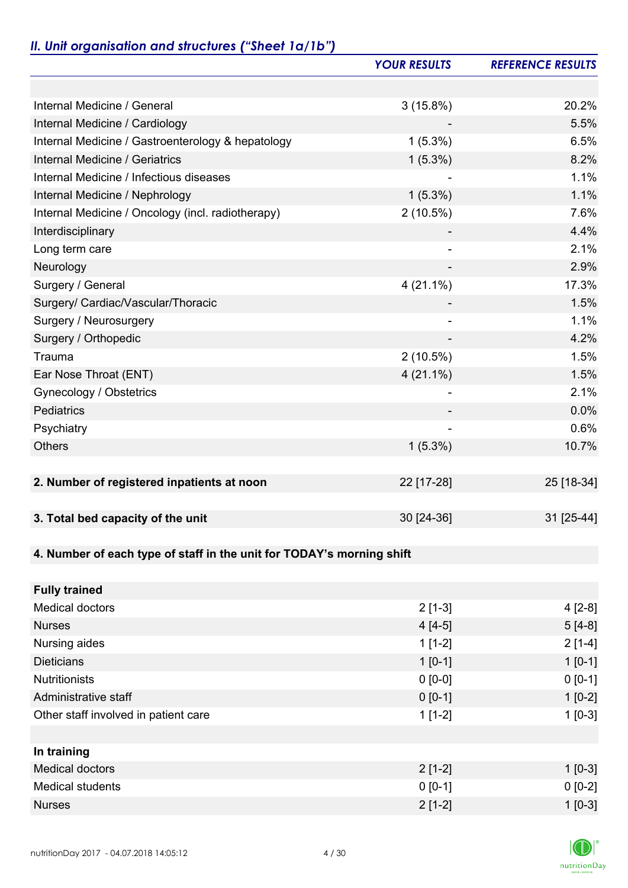## *II. Unit organisation and structures ("Sheet 1a/1b")*

| | *YOUR RESULTS* | *REFERENCE RESULTS* |
|---|---|---|
| | | |
| Internal Medicine / General | 3 (15.8%) | 20.2% |
| Internal Medicine / Cardiology | - | 5.5% |
| Internal Medicine / Gastroenterology & hepatology | 1 (5.3%) | 6.5% |
| Internal Medicine / Geriatrics | 1 (5.3%) | 8.2% |
| Internal Medicine / Infectious diseases | - | 1.1% |
| Internal Medicine / Nephrology | 1 (5.3%) | 1.1% |
| Internal Medicine / Oncology (incl. radiotherapy) | 2 (10.5%) | 7.6% |
| Interdisciplinary | - | 4.4% |
| Long term care | - | 2.1% |
| Neurology | - | 2.9% |
| Surgery / General | 4 (21.1%) | 17.3% |
| Surgery/ Cardiac/Vascular/Thoracic | - | 1.5% |
| Surgery / Neurosurgery | - | 1.1% |
| Surgery / Orthopedic | - | 4.2% |
| Trauma | 2 (10.5%) | 1.5% |
| Ear Nose Throat (ENT) | 4 (21.1%) | 1.5% |
| Gynecology / Obstetrics | - | 2.1% |
| Pediatrics | - | 0.0% |
| Psychiatry | - | 0.6% |
| Others | 1 (5.3%) | 10.7% |
| | | |
| **2. Number of registered inpatients at noon** | 22 [17-28] | 25 [18-34] |
| | | |
| **3. Total bed capacity of the unit** | 30 [24-36] | 31 [25-44] |
| | | |
| **4. Number of each type of staff in the unit for TODAY's morning shift** | | |
| | | |
| **Fully trained** | | |
| Medical doctors | 2 [1-3] | 4 [2-8] |
| Nurses | 4 [4-5] | 5 [4-8] |
| Nursing aides | 1 [1-2] | 2 [1-4] |
| Dieticians | 1 [0-1] | 1 [0-1] |
| Nutritionists | 0 [0-0] | 0 [0-1] |
| Administrative staff | 0 [0-1] | 1 [0-2] |
| Other staff involved in patient care | 1 [1-2] | 1 [0-3] |
| | | |
| **In training** | | |
| Medical doctors | 2 [1-2] | 1 [0-3] |
| Medical students | 0 [0-1] | 0 [0-2] |
| Nurses | 2 [1-2] | 1 [0-3] |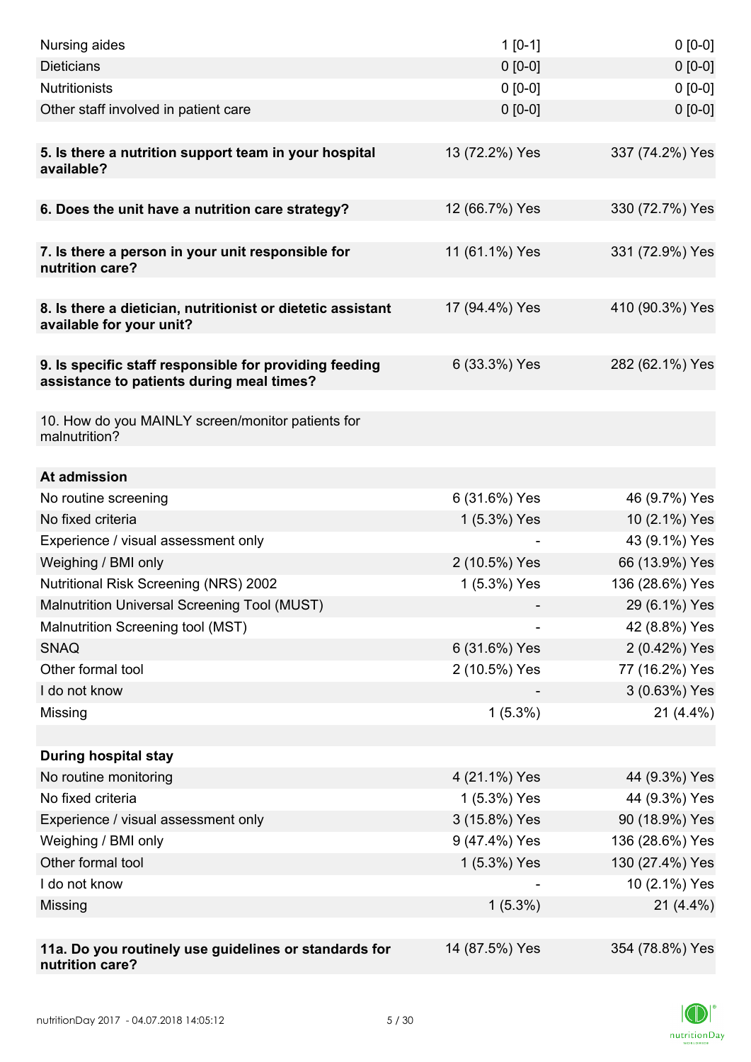| | | |
|---|---|---|
| Nursing aides | 1 [0-1] | 0 [0-0] |
| Dieticians | 0 [0-0] | 0 [0-0] |
| Nutritionists | 0 [0-0] | 0 [0-0] |
| Other staff involved in patient care | 0 [0-0] | 0 [0-0] |
| | | |
| **5. Is there a nutrition support team in your hospital available?** | 13 (72.2%) Yes | 337 (74.2%) Yes |
| | | |
| **6. Does the unit have a nutrition care strategy?** | 12 (66.7%) Yes | 330 (72.7%) Yes |
| | | |
| **7. Is there a person in your unit responsible for nutrition care?** | 11 (61.1%) Yes | 331 (72.9%) Yes |
| | | |
| **8. Is there a dietician, nutritionist or dietetic assistant available for your unit?** | 17 (94.4%) Yes | 410 (90.3%) Yes |
| | | |
| **9. Is specific staff responsible for providing feeding assistance to patients during meal times?** | 6 (33.3%) Yes | 282 (62.1%) Yes |
| | | |
| 10. How do you MAINLY screen/monitor patients for malnutrition? | | |
| | | |
| **At admission** | | |
| No routine screening | 6 (31.6%) Yes | 46 (9.7%) Yes |
| No fixed criteria | 1 (5.3%) Yes | 10 (2.1%) Yes |
| Experience / visual assessment only | - | 43 (9.1%) Yes |
| Weighing / BMI only | 2 (10.5%) Yes | 66 (13.9%) Yes |
| Nutritional Risk Screening (NRS) 2002 | 1 (5.3%) Yes | 136 (28.6%) Yes |
| Malnutrition Universal Screening Tool (MUST) | - | 29 (6.1%) Yes |
| Malnutrition Screening tool (MST) | - | 42 (8.8%) Yes |
| SNAQ | 6 (31.6%) Yes | 2 (0.42%) Yes |
| Other formal tool | 2 (10.5%) Yes | 77 (16.2%) Yes |
| I do not know | - | 3 (0.63%) Yes |
| Missing | 1 (5.3%) | 21 (4.4%) |
| | | |
| **During hospital stay** | | |
| No routine monitoring | 4 (21.1%) Yes | 44 (9.3%) Yes |
| No fixed criteria | 1 (5.3%) Yes | 44 (9.3%) Yes |
| Experience / visual assessment only | 3 (15.8%) Yes | 90 (18.9%) Yes |
| Weighing / BMI only | 9 (47.4%) Yes | 136 (28.6%) Yes |
| Other formal tool | 1 (5.3%) Yes | 130 (27.4%) Yes |
| I do not know | - | 10 (2.1%) Yes |
| Missing | 1 (5.3%) | 21 (4.4%) |
| | | |
| **11a. Do you routinely use guidelines or standards for nutrition care?** | 14 (87.5%) Yes | 354 (78.8%) Yes |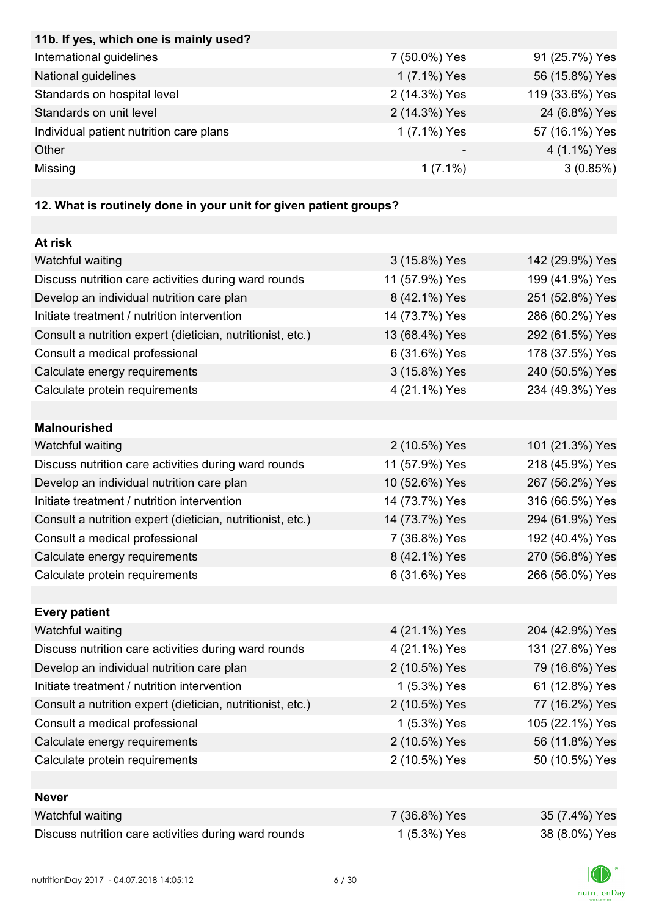| 11b. If yes, which one is mainly used? | | |
|---|---|---|
| International guidelines | 7 (50.0%) Yes | 91 (25.7%) Yes |
| National guidelines | 1 (7.1%) Yes | 56 (15.8%) Yes |
| Standards on hospital level | 2 (14.3%) Yes | 119 (33.6%) Yes |
| Standards on unit level | 2 (14.3%) Yes | 24 (6.8%) Yes |
| Individual patient nutrition care plans | 1 (7.1%) Yes | 57 (16.1%) Yes |
| Other | - | 4 (1.1%) Yes |
| Missing | 1 (7.1%) | 3 (0.85%) |

| 12. What is routinely done in your unit for given patient groups? | | |
|---|---|---|
| **At risk** | | |
| Watchful waiting | 3 (15.8%) Yes | 142 (29.9%) Yes |
| Discuss nutrition care activities during ward rounds | 11 (57.9%) Yes | 199 (41.9%) Yes |
| Develop an individual nutrition care plan | 8 (42.1%) Yes | 251 (52.8%) Yes |
| Initiate treatment / nutrition intervention | 14 (73.7%) Yes | 286 (60.2%) Yes |
| Consult a nutrition expert (dietician, nutritionist, etc.) | 13 (68.4%) Yes | 292 (61.5%) Yes |
| Consult a medical professional | 6 (31.6%) Yes | 178 (37.5%) Yes |
| Calculate energy requirements | 3 (15.8%) Yes | 240 (50.5%) Yes |
| Calculate protein requirements | 4 (21.1%) Yes | 234 (49.3%) Yes |
| **Malnourished** | | |
| Watchful waiting | 2 (10.5%) Yes | 101 (21.3%) Yes |
| Discuss nutrition care activities during ward rounds | 11 (57.9%) Yes | 218 (45.9%) Yes |
| Develop an individual nutrition care plan | 10 (52.6%) Yes | 267 (56.2%) Yes |
| Initiate treatment / nutrition intervention | 14 (73.7%) Yes | 316 (66.5%) Yes |
| Consult a nutrition expert (dietician, nutritionist, etc.) | 14 (73.7%) Yes | 294 (61.9%) Yes |
| Consult a medical professional | 7 (36.8%) Yes | 192 (40.4%) Yes |
| Calculate energy requirements | 8 (42.1%) Yes | 270 (56.8%) Yes |
| Calculate protein requirements | 6 (31.6%) Yes | 266 (56.0%) Yes |
| **Every patient** | | |
| Watchful waiting | 4 (21.1%) Yes | 204 (42.9%) Yes |
| Discuss nutrition care activities during ward rounds | 4 (21.1%) Yes | 131 (27.6%) Yes |
| Develop an individual nutrition care plan | 2 (10.5%) Yes | 79 (16.6%) Yes |
| Initiate treatment / nutrition intervention | 1 (5.3%) Yes | 61 (12.8%) Yes |
| Consult a nutrition expert (dietician, nutritionist, etc.) | 2 (10.5%) Yes | 77 (16.2%) Yes |
| Consult a medical professional | 1 (5.3%) Yes | 105 (22.1%) Yes |
| Calculate energy requirements | 2 (10.5%) Yes | 56 (11.8%) Yes |
| Calculate protein requirements | 2 (10.5%) Yes | 50 (10.5%) Yes |
| **Never** | | |
| Watchful waiting | 7 (36.8%) Yes | 35 (7.4%) Yes |
| Discuss nutrition care activities during ward rounds | 1 (5.3%) Yes | 38 (8.0%) Yes |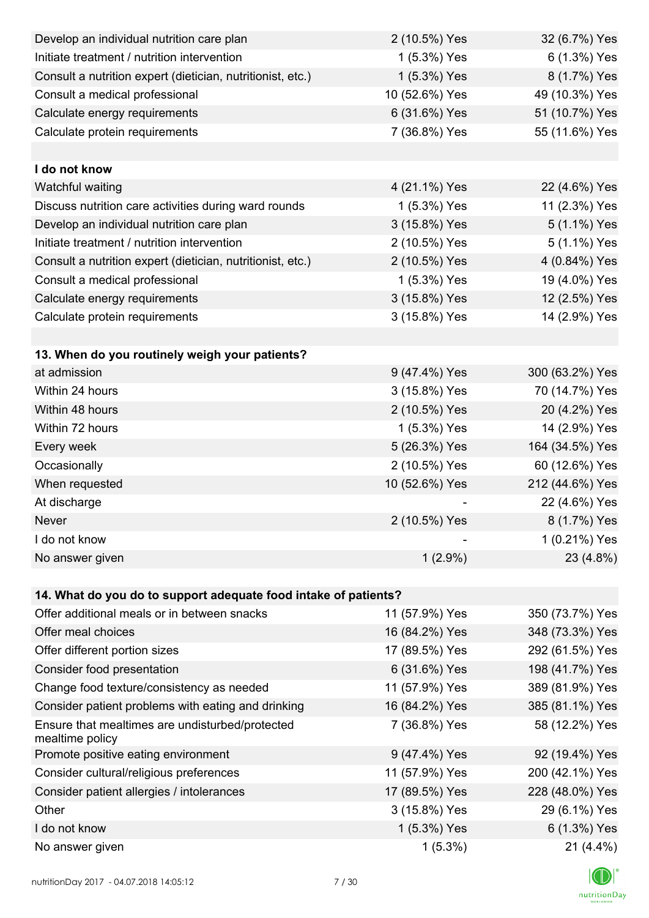| | | |
|---|---|---|
| Develop an individual nutrition care plan | 2 (10.5%) Yes | 32 (6.7%) Yes |
| Initiate treatment / nutrition intervention | 1 (5.3%) Yes | 6 (1.3%) Yes |
| Consult a nutrition expert (dietician, nutritionist, etc.) | 1 (5.3%) Yes | 8 (1.7%) Yes |
| Consult a medical professional | 10 (52.6%) Yes | 49 (10.3%) Yes |
| Calculate energy requirements | 6 (31.6%) Yes | 51 (10.7%) Yes |
| Calculate protein requirements | 7 (36.8%) Yes | 55 (11.6%) Yes |
| | | |
| **I do not know** | | |
| Watchful waiting | 4 (21.1%) Yes | 22 (4.6%) Yes |
| Discuss nutrition care activities during ward rounds | 1 (5.3%) Yes | 11 (2.3%) Yes |
| Develop an individual nutrition care plan | 3 (15.8%) Yes | 5 (1.1%) Yes |
| Initiate treatment / nutrition intervention | 2 (10.5%) Yes | 5 (1.1%) Yes |
| Consult a nutrition expert (dietician, nutritionist, etc.) | 2 (10.5%) Yes | 4 (0.84%) Yes |
| Consult a medical professional | 1 (5.3%) Yes | 19 (4.0%) Yes |
| Calculate energy requirements | 3 (15.8%) Yes | 12 (2.5%) Yes |
| Calculate protein requirements | 3 (15.8%) Yes | 14 (2.9%) Yes |

| **13. When do you routinely weigh your patients?** | | |
|---|---|---|
| at admission | 9 (47.4%) Yes | 300 (63.2%) Yes |
| Within 24 hours | 3 (15.8%) Yes | 70 (14.7%) Yes |
| Within 48 hours | 2 (10.5%) Yes | 20 (4.2%) Yes |
| Within 72 hours | 1 (5.3%) Yes | 14 (2.9%) Yes |
| Every week | 5 (26.3%) Yes | 164 (34.5%) Yes |
| Occasionally | 2 (10.5%) Yes | 60 (12.6%) Yes |
| When requested | 10 (52.6%) Yes | 212 (44.6%) Yes |
| At discharge | - | 22 (4.6%) Yes |
| Never | 2 (10.5%) Yes | 8 (1.7%) Yes |
| I do not know | - | 1 (0.21%) Yes |
| No answer given | 1 (2.9%) | 23 (4.8%) |

| **14. What do you do to support adequate food intake of patients?** | | |
|---|---|---|
| Offer additional meals or in between snacks | 11 (57.9%) Yes | 350 (73.7%) Yes |
| Offer meal choices | 16 (84.2%) Yes | 348 (73.3%) Yes |
| Offer different portion sizes | 17 (89.5%) Yes | 292 (61.5%) Yes |
| Consider food presentation | 6 (31.6%) Yes | 198 (41.7%) Yes |
| Change food texture/consistency as needed | 11 (57.9%) Yes | 389 (81.9%) Yes |
| Consider patient problems with eating and drinking | 16 (84.2%) Yes | 385 (81.1%) Yes |
| Ensure that mealtimes are undisturbed/protected mealtime policy | 7 (36.8%) Yes | 58 (12.2%) Yes |
| Promote positive eating environment | 9 (47.4%) Yes | 92 (19.4%) Yes |
| Consider cultural/religious preferences | 11 (57.9%) Yes | 200 (42.1%) Yes |
| Consider patient allergies / intolerances | 17 (89.5%) Yes | 228 (48.0%) Yes |
| Other | 3 (15.8%) Yes | 29 (6.1%) Yes |
| I do not know | 1 (5.3%) Yes | 6 (1.3%) Yes |
| No answer given | 1 (5.3%) | 21 (4.4%) |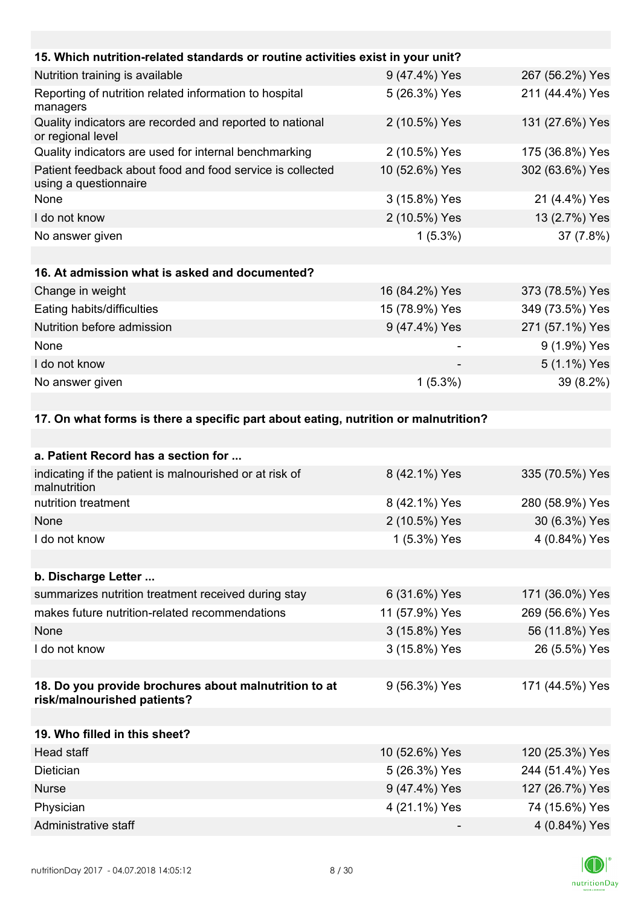| 15. Which nutrition-related standards or routine activities exist in your unit? | | |
|---|---|---|
| Nutrition training is available | 9 (47.4%) Yes | 267 (56.2%) Yes |
| Reporting of nutrition related information to hospital managers | 5 (26.3%) Yes | 211 (44.4%) Yes |
| Quality indicators are recorded and reported to national or regional level | 2 (10.5%) Yes | 131 (27.6%) Yes |
| Quality indicators are used for internal benchmarking | 2 (10.5%) Yes | 175 (36.8%) Yes |
| Patient feedback about food and food service is collected using a questionnaire | 10 (52.6%) Yes | 302 (63.6%) Yes |
| None | 3 (15.8%) Yes | 21 (4.4%) Yes |
| I do not know | 2 (10.5%) Yes | 13 (2.7%) Yes |
| No answer given | 1 (5.3%) | 37 (7.8%) |

| 16. At admission what is asked and documented? | | |
|---|---|---|
| Change in weight | 16 (84.2%) Yes | 373 (78.5%) Yes |
| Eating habits/difficulties | 15 (78.9%) Yes | 349 (73.5%) Yes |
| Nutrition before admission | 9 (47.4%) Yes | 271 (57.1%) Yes |
| None | - | 9 (1.9%) Yes |
| I do not know | - | 5 (1.1%) Yes |
| No answer given | 1 (5.3%) | 39 (8.2%) |

**17. On what forms is there a specific part about eating, nutrition or malnutrition?**

| a. Patient Record has a section for ... | | |
|---|---|---|
| indicating if the patient is malnourished or at risk of malnutrition | 8 (42.1%) Yes | 335 (70.5%) Yes |
| nutrition treatment | 8 (42.1%) Yes | 280 (58.9%) Yes |
| None | 2 (10.5%) Yes | 30 (6.3%) Yes |
| I do not know | 1 (5.3%) Yes | 4 (0.84%) Yes |

| b. Discharge Letter ... | | |
|---|---|---|
| summarizes nutrition treatment received during stay | 6 (31.6%) Yes | 171 (36.0%) Yes |
| makes future nutrition-related recommendations | 11 (57.9%) Yes | 269 (56.6%) Yes |
| None | 3 (15.8%) Yes | 56 (11.8%) Yes |
| I do not know | 3 (15.8%) Yes | 26 (5.5%) Yes |

| 18. Do you provide brochures about malnutrition to at risk/malnourished patients? | 9 (56.3%) Yes | 171 (44.5%) Yes |
|---|---|---|

| 19. Who filled in this sheet? | | |
|---|---|---|
| Head staff | 10 (52.6%) Yes | 120 (25.3%) Yes |
| Dietician | 5 (26.3%) Yes | 244 (51.4%) Yes |
| Nurse | 9 (47.4%) Yes | 127 (26.7%) Yes |
| Physician | 4 (21.1%) Yes | 74 (15.6%) Yes |
| Administrative staff | - | 4 (0.84%) Yes |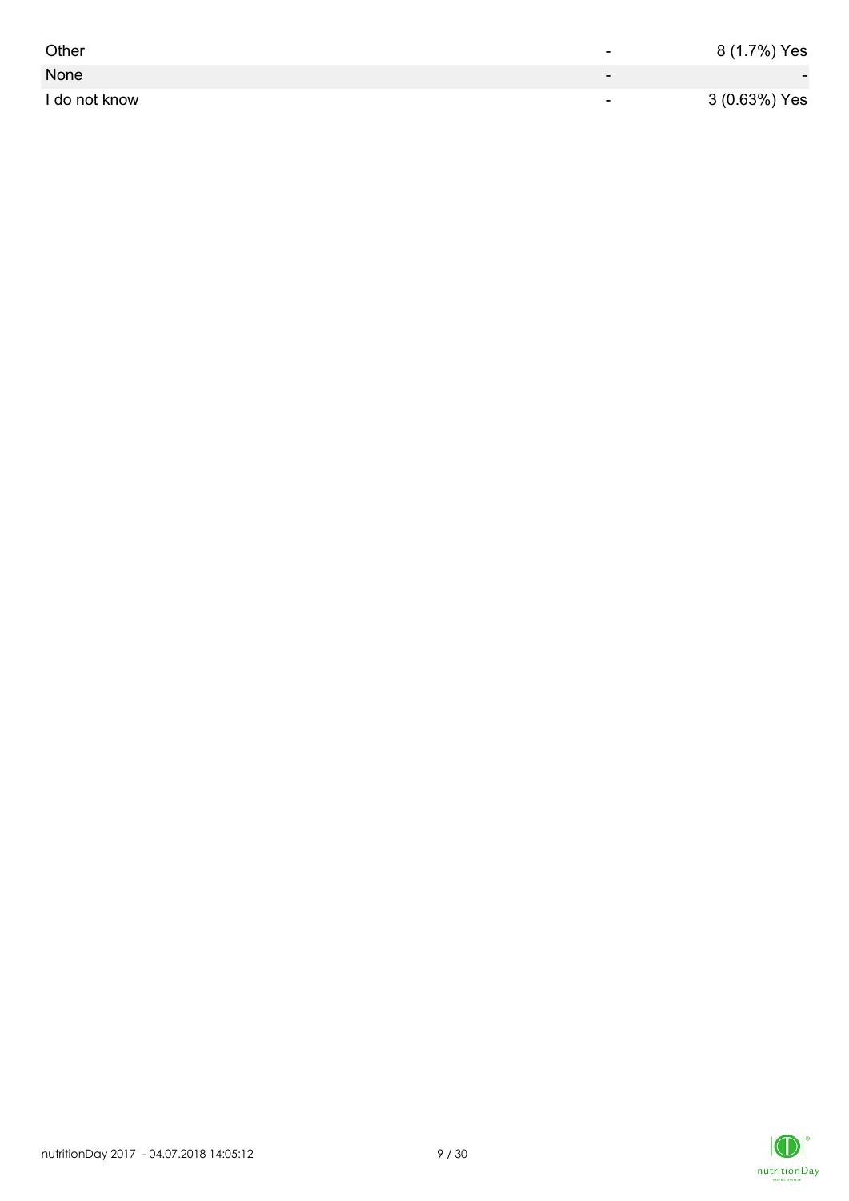| | | |
|---|---|---|
| Other | - | 8 (1.7%) Yes |
| None | - | - |
| I do not know | - | 3 (0.63%) Yes |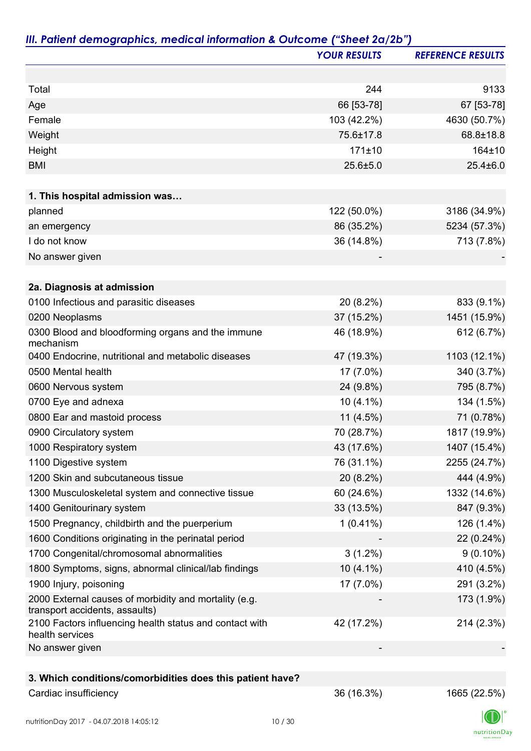## *III. Patient demographics, medical information & Outcome ("Sheet 2a/2b")*

| | *YOUR RESULTS* | *REFERENCE RESULTS* |
|---|---|---|
| | | |
| Total | 244 | 9133 |
| Age | 66 [53-78] | 67 [53-78] |
| Female | 103 (42.2%) | 4630 (50.7%) |
| Weight | 75.6±17.8 | 68.8±18.8 |
| Height | 171±10 | 164±10 |
| BMI | 25.6±5.0 | 25.4±6.0 |
| | | |
| **1. This hospital admission was…** | | |
| planned | 122 (50.0%) | 3186 (34.9%) |
| an emergency | 86 (35.2%) | 5234 (57.3%) |
| I do not know | 36 (14.8%) | 713 (7.8%) |
| No answer given | - | - |
| | | |
| **2a. Diagnosis at admission** | | |
| 0100 Infectious and parasitic diseases | 20 (8.2%) | 833 (9.1%) |
| 0200 Neoplasms | 37 (15.2%) | 1451 (15.9%) |
| 0300 Blood and bloodforming organs and the immune mechanism | 46 (18.9%) | 612 (6.7%) |
| 0400 Endocrine, nutritional and metabolic diseases | 47 (19.3%) | 1103 (12.1%) |
| 0500 Mental health | 17 (7.0%) | 340 (3.7%) |
| 0600 Nervous system | 24 (9.8%) | 795 (8.7%) |
| 0700 Eye and adnexa | 10 (4.1%) | 134 (1.5%) |
| 0800 Ear and mastoid process | 11 (4.5%) | 71 (0.78%) |
| 0900 Circulatory system | 70 (28.7%) | 1817 (19.9%) |
| 1000 Respiratory system | 43 (17.6%) | 1407 (15.4%) |
| 1100 Digestive system | 76 (31.1%) | 2255 (24.7%) |
| 1200 Skin and subcutaneous tissue | 20 (8.2%) | 444 (4.9%) |
| 1300 Musculoskeletal system and connective tissue | 60 (24.6%) | 1332 (14.6%) |
| 1400 Genitourinary system | 33 (13.5%) | 847 (9.3%) |
| 1500 Pregnancy, childbirth and the puerperium | 1 (0.41%) | 126 (1.4%) |
| 1600 Conditions originating in the perinatal period | - | 22 (0.24%) |
| 1700 Congenital/chromosomal abnormalities | 3 (1.2%) | 9 (0.10%) |
| 1800 Symptoms, signs, abnormal clinical/lab findings | 10 (4.1%) | 410 (4.5%) |
| 1900 Injury, poisoning | 17 (7.0%) | 291 (3.2%) |
| 2000 External causes of morbidity and mortality (e.g. transport accidents, assaults) | - | 173 (1.9%) |
| 2100 Factors influencing health status and contact with health services | 42 (17.2%) | 214 (2.3%) |
| No answer given | - | - |
| | | |
| **3. Which conditions/comorbidities does this patient have?** | | |
| Cardiac insufficiency | 36 (16.3%) | 1665 (22.5%) |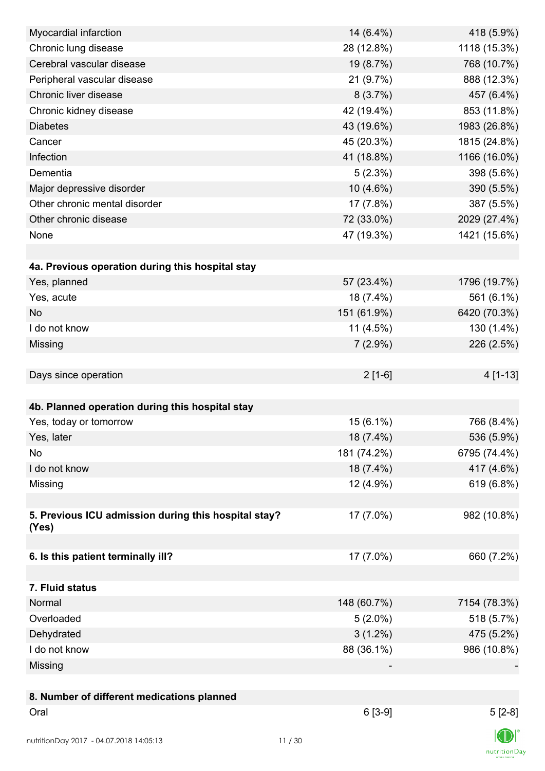| | | |
|---|---|---|
| Myocardial infarction | 14 (6.4%) | 418 (5.9%) |
| Chronic lung disease | 28 (12.8%) | 1118 (15.3%) |
| Cerebral vascular disease | 19 (8.7%) | 768 (10.7%) |
| Peripheral vascular disease | 21 (9.7%) | 888 (12.3%) |
| Chronic liver disease | 8 (3.7%) | 457 (6.4%) |
| Chronic kidney disease | 42 (19.4%) | 853 (11.8%) |
| Diabetes | 43 (19.6%) | 1983 (26.8%) |
| Cancer | 45 (20.3%) | 1815 (24.8%) |
| Infection | 41 (18.8%) | 1166 (16.0%) |
| Dementia | 5 (2.3%) | 398 (5.6%) |
| Major depressive disorder | 10 (4.6%) | 390 (5.5%) |
| Other chronic mental disorder | 17 (7.8%) | 387 (5.5%) |
| Other chronic disease | 72 (33.0%) | 2029 (27.4%) |
| None | 47 (19.3%) | 1421 (15.6%) |
| | | |
| **4a. Previous operation during this hospital stay** | | |
| Yes, planned | 57 (23.4%) | 1796 (19.7%) |
| Yes, acute | 18 (7.4%) | 561 (6.1%) |
| No | 151 (61.9%) | 6420 (70.3%) |
| I do not know | 11 (4.5%) | 130 (1.4%) |
| Missing | 7 (2.9%) | 226 (2.5%) |
| | | |
| Days since operation | 2 [1-6] | 4 [1-13] |
| | | |
| **4b. Planned operation during this hospital stay** | | |
| Yes, today or tomorrow | 15 (6.1%) | 766 (8.4%) |
| Yes, later | 18 (7.4%) | 536 (5.9%) |
| No | 181 (74.2%) | 6795 (74.4%) |
| I do not know | 18 (7.4%) | 417 (4.6%) |
| Missing | 12 (4.9%) | 619 (6.8%) |
| | | |
| **5. Previous ICU admission during this hospital stay? (Yes)** | 17 (7.0%) | 982 (10.8%) |
| | | |
| **6. Is this patient terminally ill?** | 17 (7.0%) | 660 (7.2%) |
| | | |
| **7. Fluid status** | | |
| Normal | 148 (60.7%) | 7154 (78.3%) |
| Overloaded | 5 (2.0%) | 518 (5.7%) |
| Dehydrated | 3 (1.2%) | 475 (5.2%) |
| I do not know | 88 (36.1%) | 986 (10.8%) |
| Missing | - | - |
| | | |
| **8. Number of different medications planned** | | |
| Oral | 6 [3-9] | 5 [2-8] |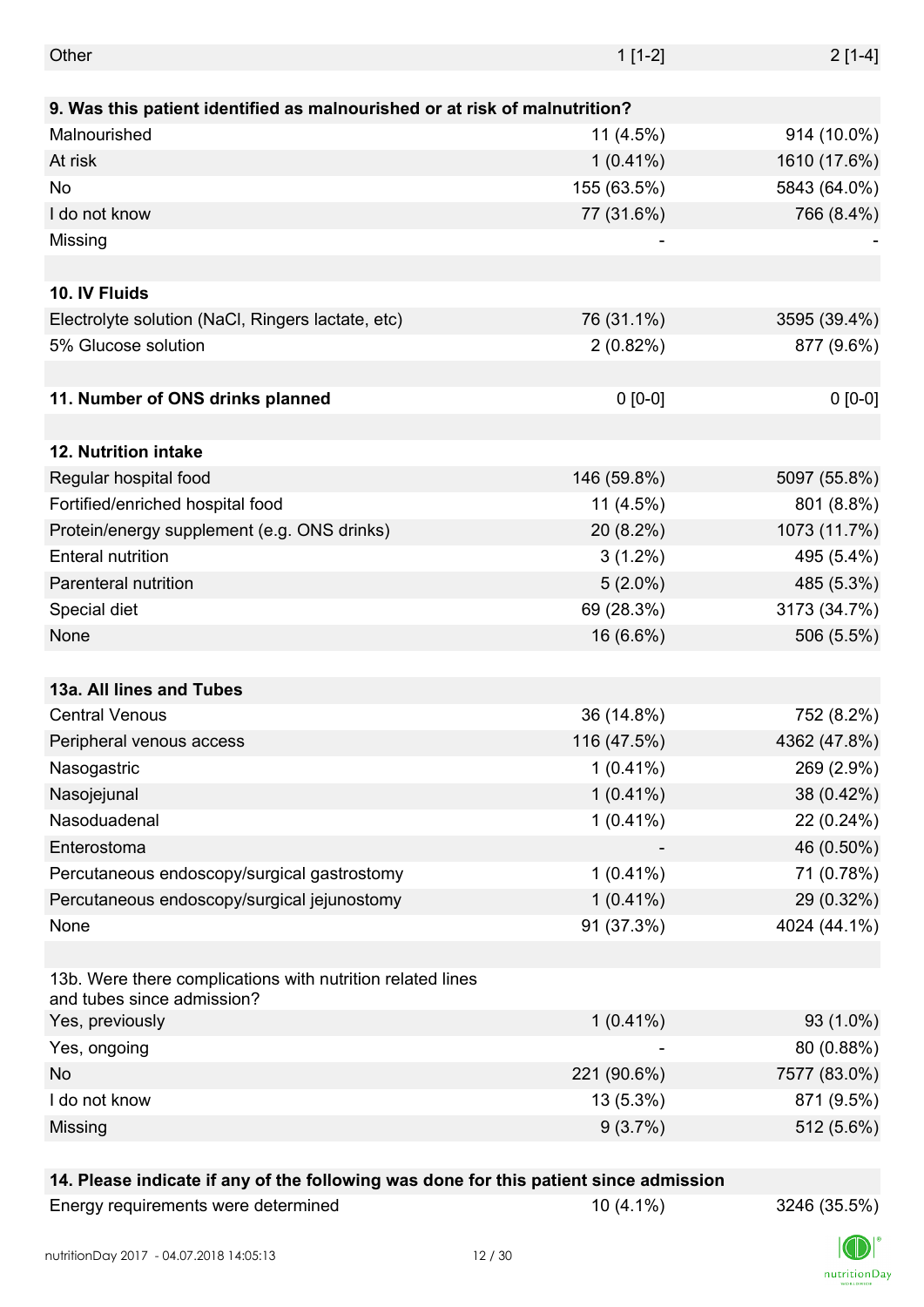| | | |
|---|---|---|
| Other | 1 [1-2] | 2 [1-4] |
| | | |
| **9. Was this patient identified as malnourished or at risk of malnutrition?** | | |
| Malnourished | 11 (4.5%) | 914 (10.0%) |
| At risk | 1 (0.41%) | 1610 (17.6%) |
| No | 155 (63.5%) | 5843 (64.0%) |
| I do not know | 77 (31.6%) | 766 (8.4%) |
| Missing | - | - |
| | | |
| **10. IV Fluids** | | |
| Electrolyte solution (NaCl, Ringers lactate, etc) | 76 (31.1%) | 3595 (39.4%) |
| 5% Glucose solution | 2 (0.82%) | 877 (9.6%) |
| | | |
| **11. Number of ONS drinks planned** | 0 [0-0] | 0 [0-0] |
| | | |
| **12. Nutrition intake** | | |
| Regular hospital food | 146 (59.8%) | 5097 (55.8%) |
| Fortified/enriched hospital food | 11 (4.5%) | 801 (8.8%) |
| Protein/energy supplement (e.g. ONS drinks) | 20 (8.2%) | 1073 (11.7%) |
| Enteral nutrition | 3 (1.2%) | 495 (5.4%) |
| Parenteral nutrition | 5 (2.0%) | 485 (5.3%) |
| Special diet | 69 (28.3%) | 3173 (34.7%) |
| None | 16 (6.6%) | 506 (5.5%) |
| | | |
| **13a. All lines and Tubes** | | |
| Central Venous | 36 (14.8%) | 752 (8.2%) |
| Peripheral venous access | 116 (47.5%) | 4362 (47.8%) |
| Nasogastric | 1 (0.41%) | 269 (2.9%) |
| Nasojejunal | 1 (0.41%) | 38 (0.42%) |
| Nasoduadenal | 1 (0.41%) | 22 (0.24%) |
| Enterostoma | - | 46 (0.50%) |
| Percutaneous endoscopy/surgical gastrostomy | 1 (0.41%) | 71 (0.78%) |
| Percutaneous endoscopy/surgical jejunostomy | 1 (0.41%) | 29 (0.32%) |
| None | 91 (37.3%) | 4024 (44.1%) |
| | | |
| 13b. Were there complications with nutrition related lines and tubes since admission? | | |
| Yes, previously | 1 (0.41%) | 93 (1.0%) |
| Yes, ongoing | - | 80 (0.88%) |
| No | 221 (90.6%) | 7577 (83.0%) |
| I do not know | 13 (5.3%) | 871 (9.5%) |
| Missing | 9 (3.7%) | 512 (5.6%) |
| | | |
| **14. Please indicate if any of the following was done for this patient since admission** | | |
| Energy requirements were determined | 10 (4.1%) | 3246 (35.5%) |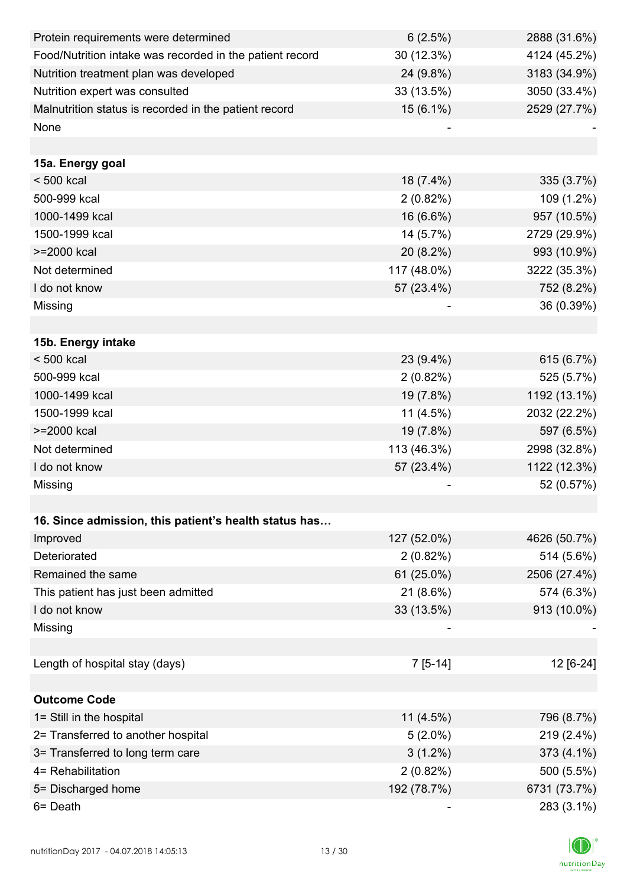| | | |
|---|---|---|
| Protein requirements were determined | 6 (2.5%) | 2888 (31.6%) |
| Food/Nutrition intake was recorded in the patient record | 30 (12.3%) | 4124 (45.2%) |
| Nutrition treatment plan was developed | 24 (9.8%) | 3183 (34.9%) |
| Nutrition expert was consulted | 33 (13.5%) | 3050 (33.4%) |
| Malnutrition status is recorded in the patient record | 15 (6.1%) | 2529 (27.7%) |
| None | - | - |
| | | |
| **15a. Energy goal** | | |
| < 500 kcal | 18 (7.4%) | 335 (3.7%) |
| 500-999 kcal | 2 (0.82%) | 109 (1.2%) |
| 1000-1499 kcal | 16 (6.6%) | 957 (10.5%) |
| 1500-1999 kcal | 14 (5.7%) | 2729 (29.9%) |
| >=2000 kcal | 20 (8.2%) | 993 (10.9%) |
| Not determined | 117 (48.0%) | 3222 (35.3%) |
| I do not know | 57 (23.4%) | 752 (8.2%) |
| Missing | - | 36 (0.39%) |
| | | |
| **15b. Energy intake** | | |
| < 500 kcal | 23 (9.4%) | 615 (6.7%) |
| 500-999 kcal | 2 (0.82%) | 525 (5.7%) |
| 1000-1499 kcal | 19 (7.8%) | 1192 (13.1%) |
| 1500-1999 kcal | 11 (4.5%) | 2032 (22.2%) |
| >=2000 kcal | 19 (7.8%) | 597 (6.5%) |
| Not determined | 113 (46.3%) | 2998 (32.8%) |
| I do not know | 57 (23.4%) | 1122 (12.3%) |
| Missing | - | 52 (0.57%) |
| | | |
| **16. Since admission, this patient's health status has…** | | |
| Improved | 127 (52.0%) | 4626 (50.7%) |
| Deteriorated | 2 (0.82%) | 514 (5.6%) |
| Remained the same | 61 (25.0%) | 2506 (27.4%) |
| This patient has just been admitted | 21 (8.6%) | 574 (6.3%) |
| I do not know | 33 (13.5%) | 913 (10.0%) |
| Missing | - | - |
| | | |
| Length of hospital stay (days) | 7 [5-14] | 12 [6-24] |
| | | |
| **Outcome Code** | | |
| 1= Still in the hospital | 11 (4.5%) | 796 (8.7%) |
| 2= Transferred to another hospital | 5 (2.0%) | 219 (2.4%) |
| 3= Transferred to long term care | 3 (1.2%) | 373 (4.1%) |
| 4= Rehabilitation | 2 (0.82%) | 500 (5.5%) |
| 5= Discharged home | 192 (78.7%) | 6731 (73.7%) |
| 6= Death | - | 283 (3.1%) |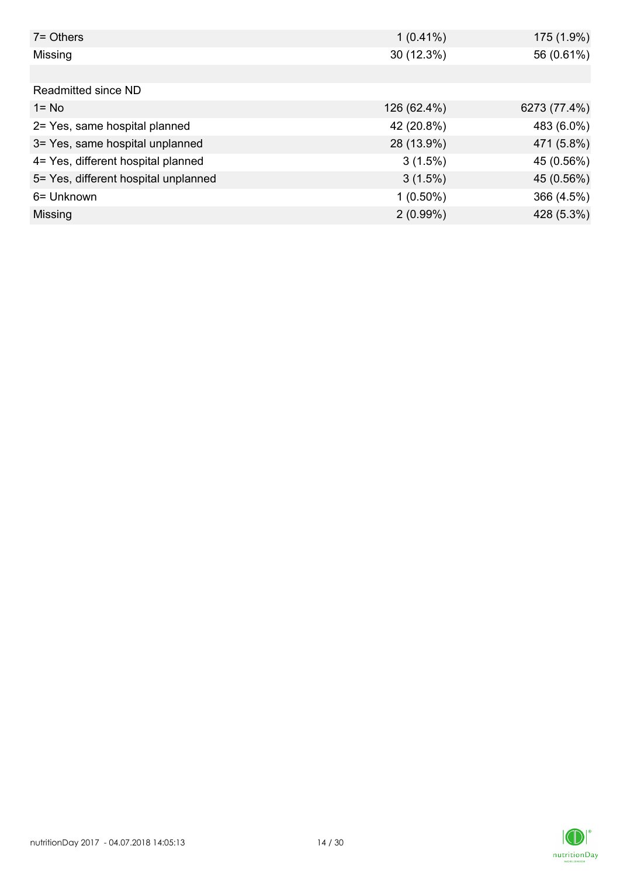| | | |
|---|---|---|
| 7= Others | 1 (0.41%) | 175 (1.9%) |
| Missing | 30 (12.3%) | 56 (0.61%) |
| | | |
| Readmitted since ND | | |
| 1= No | 126 (62.4%) | 6273 (77.4%) |
| 2= Yes, same hospital planned | 42 (20.8%) | 483 (6.0%) |
| 3= Yes, same hospital unplanned | 28 (13.9%) | 471 (5.8%) |
| 4= Yes, different hospital planned | 3 (1.5%) | 45 (0.56%) |
| 5= Yes, different hospital unplanned | 3 (1.5%) | 45 (0.56%) |
| 6= Unknown | 1 (0.50%) | 366 (4.5%) |
| Missing | 2 (0.99%) | 428 (5.3%) |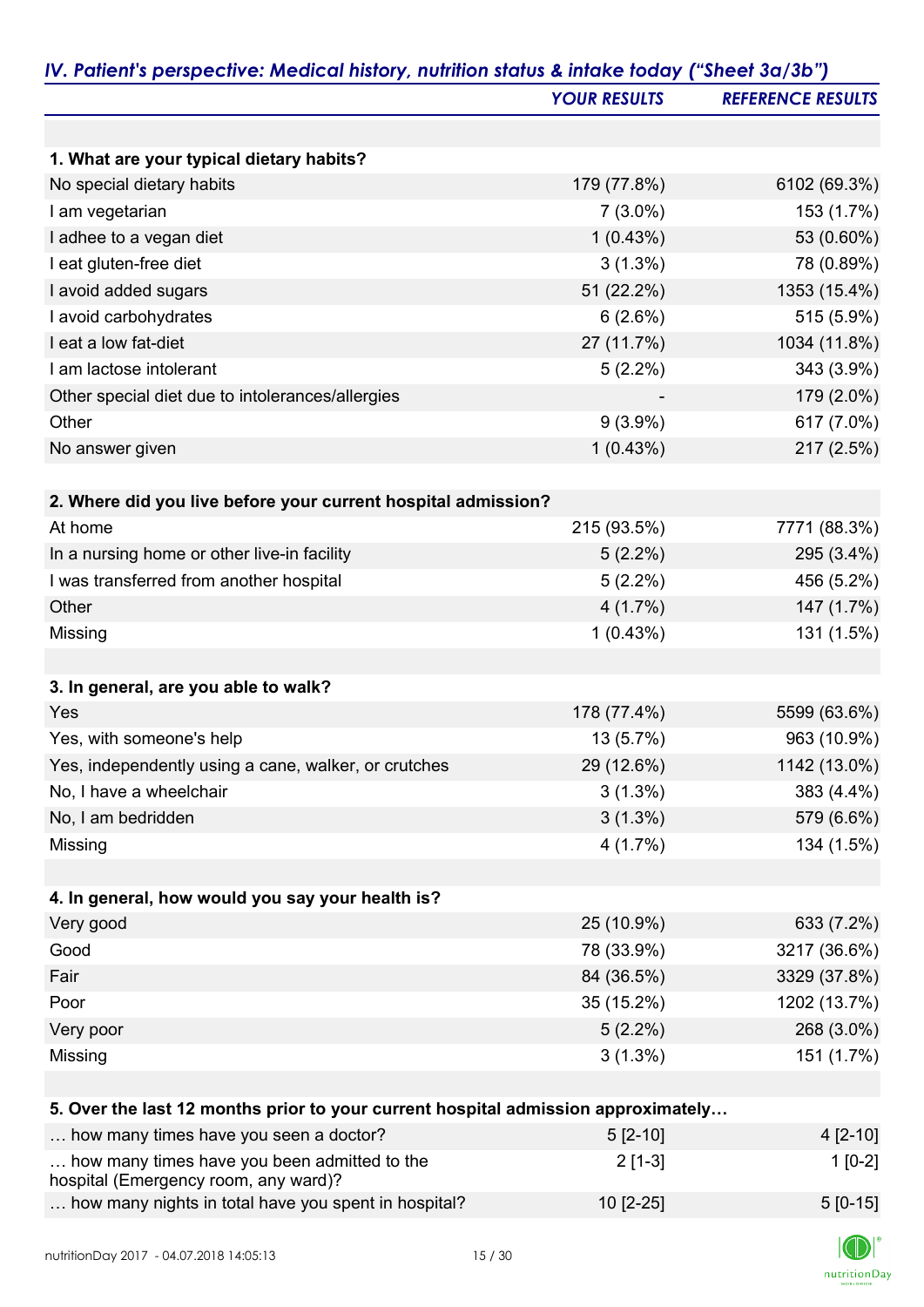## *IV. Patient's perspective: Medical history, nutrition status & intake today ("Sheet 3a/3b")*

| | *YOUR RESULTS* | *REFERENCE RESULTS* |
|---|---|---|
| **1. What are your typical dietary habits?** | | |
| No special dietary habits | 179 (77.8%) | 6102 (69.3%) |
| I am vegetarian | 7 (3.0%) | 153 (1.7%) |
| I adhee to a vegan diet | 1 (0.43%) | 53 (0.60%) |
| I eat gluten-free diet | 3 (1.3%) | 78 (0.89%) |
| I avoid added sugars | 51 (22.2%) | 1353 (15.4%) |
| I avoid carbohydrates | 6 (2.6%) | 515 (5.9%) |
| I eat a low fat-diet | 27 (11.7%) | 1034 (11.8%) |
| I am lactose intolerant | 5 (2.2%) | 343 (3.9%) |
| Other special diet due to intolerances/allergies | - | 179 (2.0%) |
| Other | 9 (3.9%) | 617 (7.0%) |
| No answer given | 1 (0.43%) | 217 (2.5%) |
| **2. Where did you live before your current hospital admission?** | | |
| At home | 215 (93.5%) | 7771 (88.3%) |
| In a nursing home or other live-in facility | 5 (2.2%) | 295 (3.4%) |
| I was transferred from another hospital | 5 (2.2%) | 456 (5.2%) |
| Other | 4 (1.7%) | 147 (1.7%) |
| Missing | 1 (0.43%) | 131 (1.5%) |
| **3. In general, are you able to walk?** | | |
| Yes | 178 (77.4%) | 5599 (63.6%) |
| Yes, with someone's help | 13 (5.7%) | 963 (10.9%) |
| Yes, independently using a cane, walker, or crutches | 29 (12.6%) | 1142 (13.0%) |
| No, I have a wheelchair | 3 (1.3%) | 383 (4.4%) |
| No, I am bedridden | 3 (1.3%) | 579 (6.6%) |
| Missing | 4 (1.7%) | 134 (1.5%) |
| **4. In general, how would you say your health is?** | | |
| Very good | 25 (10.9%) | 633 (7.2%) |
| Good | 78 (33.9%) | 3217 (36.6%) |
| Fair | 84 (36.5%) | 3329 (37.8%) |
| Poor | 35 (15.2%) | 1202 (13.7%) |
| Very poor | 5 (2.2%) | 268 (3.0%) |
| Missing | 3 (1.3%) | 151 (1.7%) |
| **5. Over the last 12 months prior to your current hospital admission approximately…** | | |
| … how many times have you seen a doctor? | 5 [2-10] | 4 [2-10] |
| … how many times have you been admitted to the hospital (Emergency room, any ward)? | 2 [1-3] | 1 [0-2] |
| … how many nights in total have you spent in hospital? | 10 [2-25] | 5 [0-15] |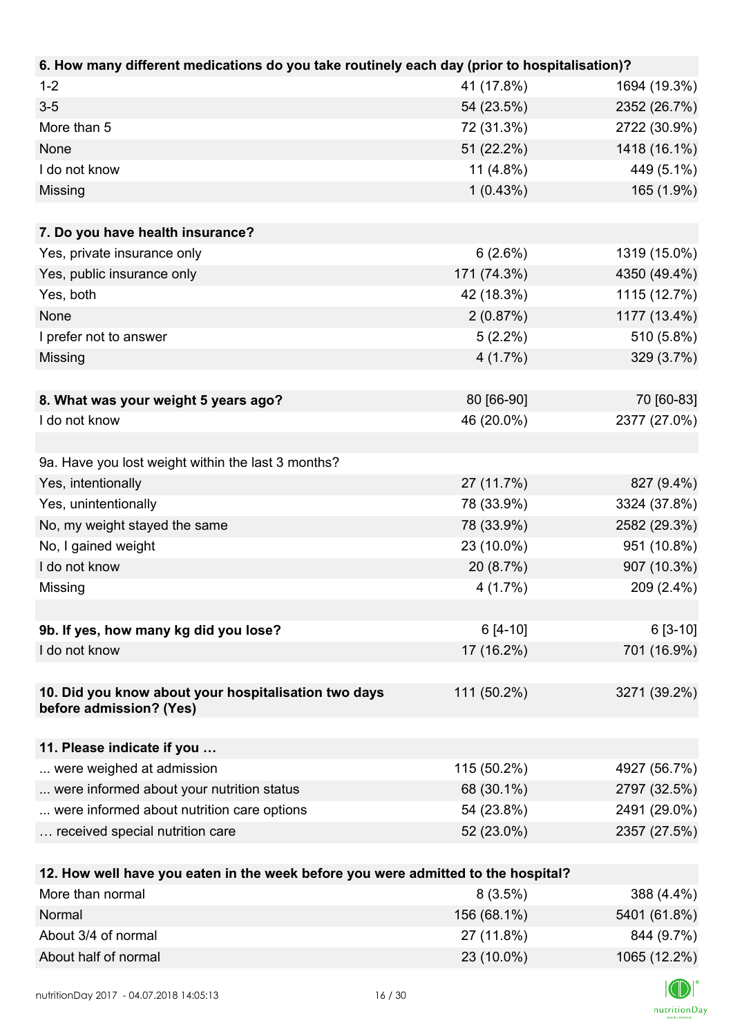| 6. How many different medications do you take routinely each day (prior to hospitalisation)? | | |
|---|---|---|
| 1-2 | 41 (17.8%) | 1694 (19.3%) |
| 3-5 | 54 (23.5%) | 2352 (26.7%) |
| More than 5 | 72 (31.3%) | 2722 (30.9%) |
| None | 51 (22.2%) | 1418 (16.1%) |
| I do not know | 11 (4.8%) | 449 (5.1%) |
| Missing | 1 (0.43%) | 165 (1.9%) |

| 7. Do you have health insurance? | | |
|---|---|---|
| Yes, private insurance only | 6 (2.6%) | 1319 (15.0%) |
| Yes, public insurance only | 171 (74.3%) | 4350 (49.4%) |
| Yes, both | 42 (18.3%) | 1115 (12.7%) |
| None | 2 (0.87%) | 1177 (13.4%) |
| I prefer not to answer | 5 (2.2%) | 510 (5.8%) |
| Missing | 4 (1.7%) | 329 (3.7%) |

| 8. What was your weight 5 years ago? | 80 [66-90] | 70 [60-83] |
|---|---|---|
| I do not know | 46 (20.0%) | 2377 (27.0%) |

| 9a. Have you lost weight within the last 3 months? | | |
|---|---|---|
| Yes, intentionally | 27 (11.7%) | 827 (9.4%) |
| Yes, unintentionally | 78 (33.9%) | 3324 (37.8%) |
| No, my weight stayed the same | 78 (33.9%) | 2582 (29.3%) |
| No, I gained weight | 23 (10.0%) | 951 (10.8%) |
| I do not know | 20 (8.7%) | 907 (10.3%) |
| Missing | 4 (1.7%) | 209 (2.4%) |

| 9b. If yes, how many kg did you lose? | 6 [4-10] | 6 [3-10] |
|---|---|---|
| I do not know | 17 (16.2%) | 701 (16.9%) |

| 10. Did you know about your hospitalisation two days before admission? (Yes) | 111 (50.2%) | 3271 (39.2%) |
|---|---|---|

| 11. Please indicate if you … | | |
|---|---|---|
| ... were weighed at admission | 115 (50.2%) | 4927 (56.7%) |
| ... were informed about your nutrition status | 68 (30.1%) | 2797 (32.5%) |
| ... were informed about nutrition care options | 54 (23.8%) | 2491 (29.0%) |
| … received special nutrition care | 52 (23.0%) | 2357 (27.5%) |

| 12. How well have you eaten in the week before you were admitted to the hospital? | | |
|---|---|---|
| More than normal | 8 (3.5%) | 388 (4.4%) |
| Normal | 156 (68.1%) | 5401 (61.8%) |
| About 3/4 of normal | 27 (11.8%) | 844 (9.7%) |
| About half of normal | 23 (10.0%) | 1065 (12.2%) |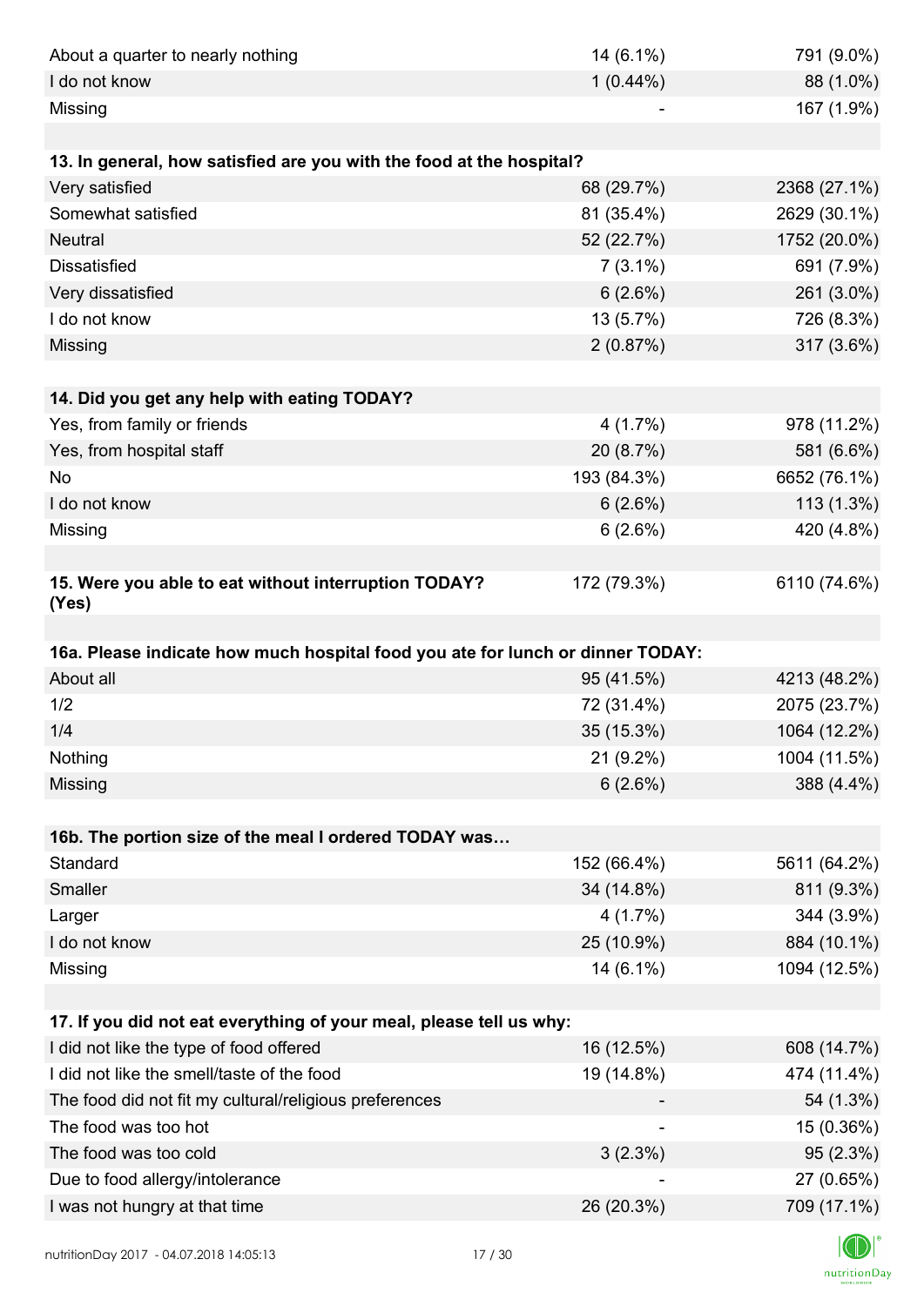| | | |
|---|---|---|
| About a quarter to nearly nothing | 14 (6.1%) | 791 (9.0%) |
| I do not know | 1 (0.44%) | 88 (1.0%) |
| Missing | - | 167 (1.9%) |

| **13. In general, how satisfied are you with the food at the hospital?** | | |
|---|---|---|
| Very satisfied | 68 (29.7%) | 2368 (27.1%) |
| Somewhat satisfied | 81 (35.4%) | 2629 (30.1%) |
| Neutral | 52 (22.7%) | 1752 (20.0%) |
| Dissatisfied | 7 (3.1%) | 691 (7.9%) |
| Very dissatisfied | 6 (2.6%) | 261 (3.0%) |
| I do not know | 13 (5.7%) | 726 (8.3%) |
| Missing | 2 (0.87%) | 317 (3.6%) |

| **14. Did you get any help with eating TODAY?** | | |
|---|---|---|
| Yes, from family or friends | 4 (1.7%) | 978 (11.2%) |
| Yes, from hospital staff | 20 (8.7%) | 581 (6.6%) |
| No | 193 (84.3%) | 6652 (76.1%) |
| I do not know | 6 (2.6%) | 113 (1.3%) |
| Missing | 6 (2.6%) | 420 (4.8%) |

| **15. Were you able to eat without interruption TODAY? (Yes)** | 172 (79.3%) | 6110 (74.6%) |
|---|---|---|

| **16a. Please indicate how much hospital food you ate for lunch or dinner TODAY:** | | |
|---|---|---|
| About all | 95 (41.5%) | 4213 (48.2%) |
| 1/2 | 72 (31.4%) | 2075 (23.7%) |
| 1/4 | 35 (15.3%) | 1064 (12.2%) |
| Nothing | 21 (9.2%) | 1004 (11.5%) |
| Missing | 6 (2.6%) | 388 (4.4%) |

| **16b. The portion size of the meal I ordered TODAY was…** | | |
|---|---|---|
| Standard | 152 (66.4%) | 5611 (64.2%) |
| Smaller | 34 (14.8%) | 811 (9.3%) |
| Larger | 4 (1.7%) | 344 (3.9%) |
| I do not know | 25 (10.9%) | 884 (10.1%) |
| Missing | 14 (6.1%) | 1094 (12.5%) |

| **17. If you did not eat everything of your meal, please tell us why:** | | |
|---|---|---|
| I did not like the type of food offered | 16 (12.5%) | 608 (14.7%) |
| I did not like the smell/taste of the food | 19 (14.8%) | 474 (11.4%) |
| The food did not fit my cultural/religious preferences | - | 54 (1.3%) |
| The food was too hot | - | 15 (0.36%) |
| The food was too cold | 3 (2.3%) | 95 (2.3%) |
| Due to food allergy/intolerance | - | 27 (0.65%) |
| I was not hungry at that time | 26 (20.3%) | 709 (17.1%) |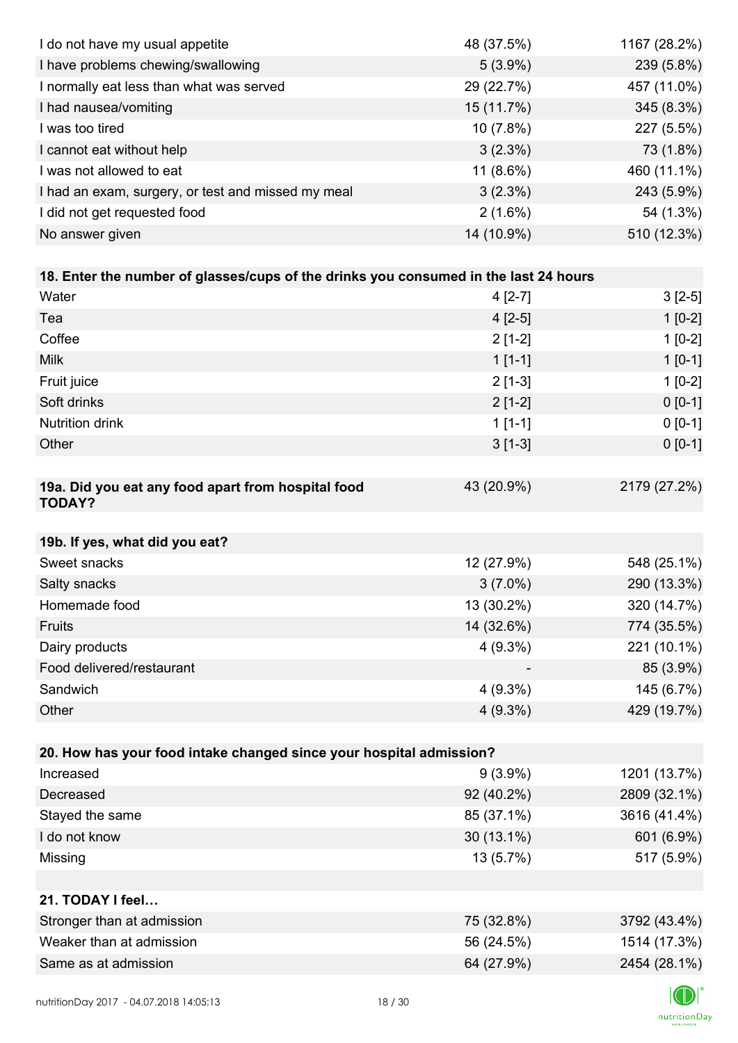| | | |
|---|---|---|
| I do not have my usual appetite | 48 (37.5%) | 1167 (28.2%) |
| I have problems chewing/swallowing | 5 (3.9%) | 239 (5.8%) |
| I normally eat less than what was served | 29 (22.7%) | 457 (11.0%) |
| I had nausea/vomiting | 15 (11.7%) | 345 (8.3%) |
| I was too tired | 10 (7.8%) | 227 (5.5%) |
| I cannot eat without help | 3 (2.3%) | 73 (1.8%) |
| I was not allowed to eat | 11 (8.6%) | 460 (11.1%) |
| I had an exam, surgery, or test and missed my meal | 3 (2.3%) | 243 (5.9%) |
| I did not get requested food | 2 (1.6%) | 54 (1.3%) |
| No answer given | 14 (10.9%) | 510 (12.3%) |

| **18. Enter the number of glasses/cups of the drinks you consumed in the last 24 hours** | | |
|---|---|---|
| Water | 4 [2-7] | 3 [2-5] |
| Tea | 4 [2-5] | 1 [0-2] |
| Coffee | 2 [1-2] | 1 [0-2] |
| Milk | 1 [1-1] | 1 [0-1] |
| Fruit juice | 2 [1-3] | 1 [0-2] |
| Soft drinks | 2 [1-2] | 0 [0-1] |
| Nutrition drink | 1 [1-1] | 0 [0-1] |
| Other | 3 [1-3] | 0 [0-1] |

| **19a. Did you eat any food apart from hospital food TODAY?** | 43 (20.9%) | 2179 (27.2%) |
|---|---|---|

| **19b. If yes, what did you eat?** | | |
|---|---|---|
| Sweet snacks | 12 (27.9%) | 548 (25.1%) |
| Salty snacks | 3 (7.0%) | 290 (13.3%) |
| Homemade food | 13 (30.2%) | 320 (14.7%) |
| Fruits | 14 (32.6%) | 774 (35.5%) |
| Dairy products | 4 (9.3%) | 221 (10.1%) |
| Food delivered/restaurant | - | 85 (3.9%) |
| Sandwich | 4 (9.3%) | 145 (6.7%) |
| Other | 4 (9.3%) | 429 (19.7%) |

| **20. How has your food intake changed since your hospital admission?** | | |
|---|---|---|
| Increased | 9 (3.9%) | 1201 (13.7%) |
| Decreased | 92 (40.2%) | 2809 (32.1%) |
| Stayed the same | 85 (37.1%) | 3616 (41.4%) |
| I do not know | 30 (13.1%) | 601 (6.9%) |
| Missing | 13 (5.7%) | 517 (5.9%) |

| **21. TODAY I feel…** | | |
|---|---|---|
| Stronger than at admission | 75 (32.8%) | 3792 (43.4%) |
| Weaker than at admission | 56 (24.5%) | 1514 (17.3%) |
| Same as at admission | 64 (27.9%) | 2454 (28.1%) |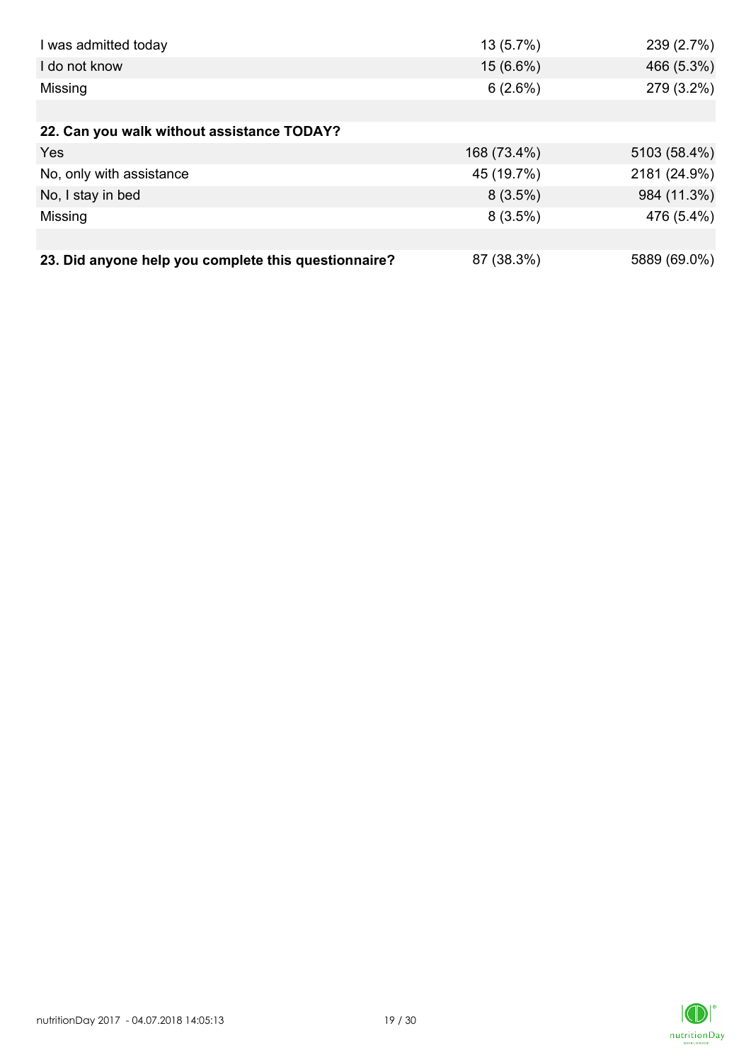| | | |
|---|---|---|
| I was admitted today | 13 (5.7%) | 239 (2.7%) |
| I do not know | 15 (6.6%) | 466 (5.3%) |
| Missing | 6 (2.6%) | 279 (3.2%) |
| | | |
| **22. Can you walk without assistance TODAY?** | | |
| Yes | 168 (73.4%) | 5103 (58.4%) |
| No, only with assistance | 45 (19.7%) | 2181 (24.9%) |
| No, I stay in bed | 8 (3.5%) | 984 (11.3%) |
| Missing | 8 (3.5%) | 476 (5.4%) |
| | | |
| **23. Did anyone help you complete this questionnaire?** | 87 (38.3%) | 5889 (69.0%) |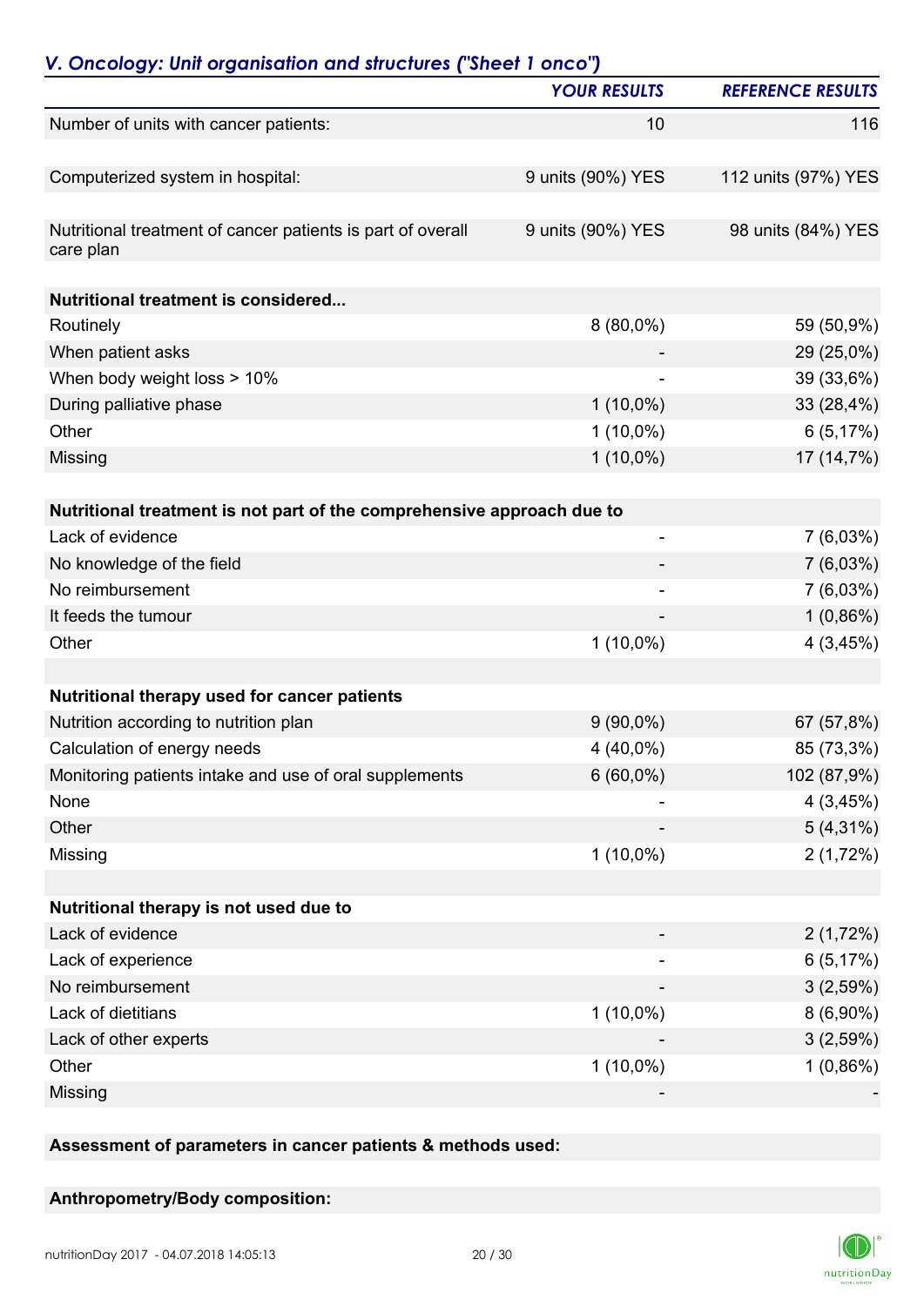## *V. Oncology: Unit organisation and structures ("Sheet 1 onco")*

| | YOUR RESULTS | REFERENCE RESULTS |
|---|---|---|
| Number of units with cancer patients: | 10 | 116 |
| | | |
| Computerized system in hospital: | 9 units (90%) YES | 112 units (97%) YES |
| | | |
| Nutritional treatment of cancer patients is part of overall care plan | 9 units (90%) YES | 98 units (84%) YES |
| | | |
| **Nutritional treatment is considered...** | | |
| Routinely | 8 (80,0%) | 59 (50,9%) |
| When patient asks | - | 29 (25,0%) |
| When body weight loss > 10% | - | 39 (33,6%) |
| During palliative phase | 1 (10,0%) | 33 (28,4%) |
| Other | 1 (10,0%) | 6 (5,17%) |
| Missing | 1 (10,0%) | 17 (14,7%) |
| | | |
| **Nutritional treatment is not part of the comprehensive approach due to** | | |
| Lack of evidence | - | 7 (6,03%) |
| No knowledge of the field | - | 7 (6,03%) |
| No reimbursement | - | 7 (6,03%) |
| It feeds the tumour | - | 1 (0,86%) |
| Other | 1 (10,0%) | 4 (3,45%) |
| | | |
| **Nutritional therapy used for cancer patients** | | |
| Nutrition according to nutrition plan | 9 (90,0%) | 67 (57,8%) |
| Calculation of energy needs | 4 (40,0%) | 85 (73,3%) |
| Monitoring patients intake and use of oral supplements | 6 (60,0%) | 102 (87,9%) |
| None | - | 4 (3,45%) |
| Other | - | 5 (4,31%) |
| Missing | 1 (10,0%) | 2 (1,72%) |
| | | |
| **Nutritional therapy is not used due to** | | |
| Lack of evidence | - | 2 (1,72%) |
| Lack of experience | - | 6 (5,17%) |
| No reimbursement | - | 3 (2,59%) |
| Lack of dietitians | 1 (10,0%) | 8 (6,90%) |
| Lack of other experts | - | 3 (2,59%) |
| Other | 1 (10,0%) | 1 (0,86%) |
| Missing | - | - |

**Assessment of parameters in cancer patients & methods used:**

**Anthropometry/Body composition:**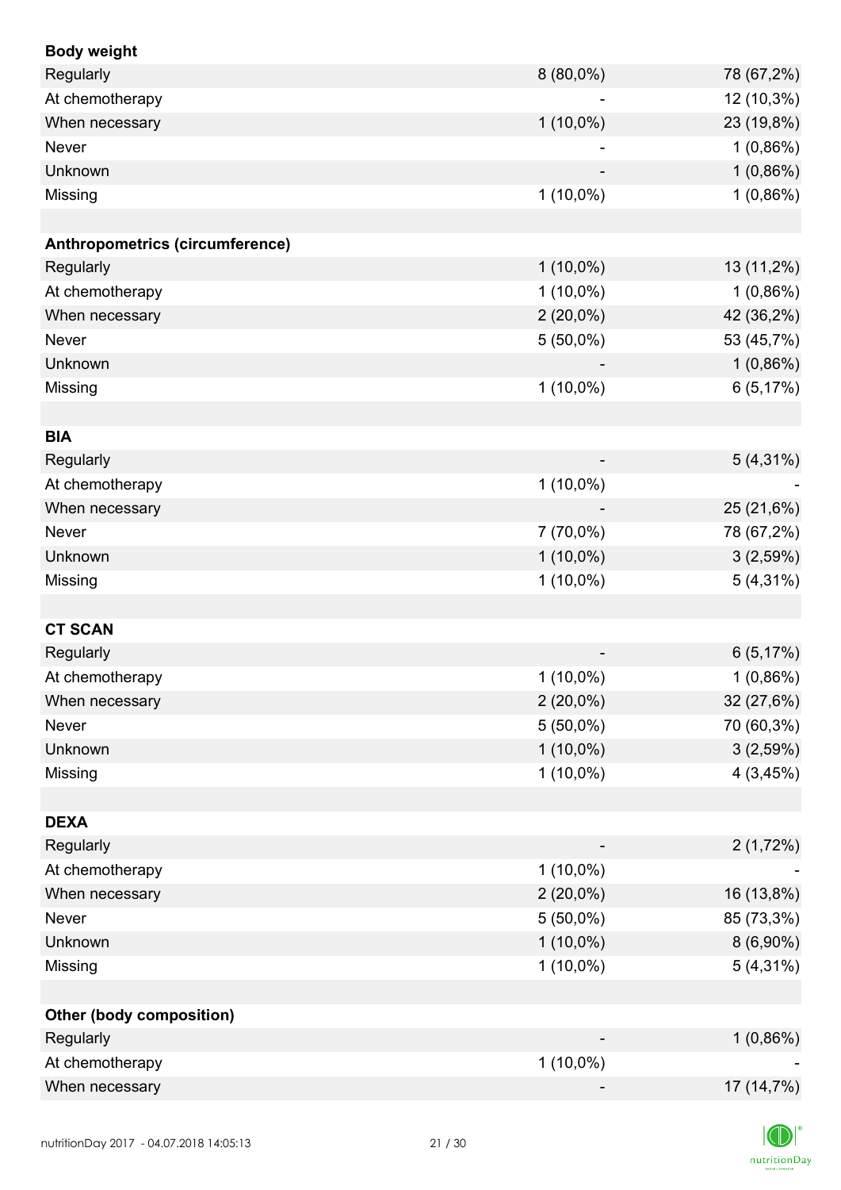| **Body weight** | | |
|---|---|---|
| Regularly | 8 (80,0%) | 78 (67,2%) |
| At chemotherapy | - | 12 (10,3%) |
| When necessary | 1 (10,0%) | 23 (19,8%) |
| Never | - | 1 (0,86%) |
| Unknown | - | 1 (0,86%) |
| Missing | 1 (10,0%) | 1 (0,86%) |
| | | |
| **Anthropometrics (circumference)** | | |
| Regularly | 1 (10,0%) | 13 (11,2%) |
| At chemotherapy | 1 (10,0%) | 1 (0,86%) |
| When necessary | 2 (20,0%) | 42 (36,2%) |
| Never | 5 (50,0%) | 53 (45,7%) |
| Unknown | - | 1 (0,86%) |
| Missing | 1 (10,0%) | 6 (5,17%) |
| | | |
| **BIA** | | |
| Regularly | - | 5 (4,31%) |
| At chemotherapy | 1 (10,0%) | - |
| When necessary | - | 25 (21,6%) |
| Never | 7 (70,0%) | 78 (67,2%) |
| Unknown | 1 (10,0%) | 3 (2,59%) |
| Missing | 1 (10,0%) | 5 (4,31%) |
| | | |
| **CT SCAN** | | |
| Regularly | - | 6 (5,17%) |
| At chemotherapy | 1 (10,0%) | 1 (0,86%) |
| When necessary | 2 (20,0%) | 32 (27,6%) |
| Never | 5 (50,0%) | 70 (60,3%) |
| Unknown | 1 (10,0%) | 3 (2,59%) |
| Missing | 1 (10,0%) | 4 (3,45%) |
| | | |
| **DEXA** | | |
| Regularly | - | 2 (1,72%) |
| At chemotherapy | 1 (10,0%) | - |
| When necessary | 2 (20,0%) | 16 (13,8%) |
| Never | 5 (50,0%) | 85 (73,3%) |
| Unknown | 1 (10,0%) | 8 (6,90%) |
| Missing | 1 (10,0%) | 5 (4,31%) |
| | | |
| **Other (body composition)** | | |
| Regularly | - | 1 (0,86%) |
| At chemotherapy | 1 (10,0%) | - |
| When necessary | - | 17 (14,7%) |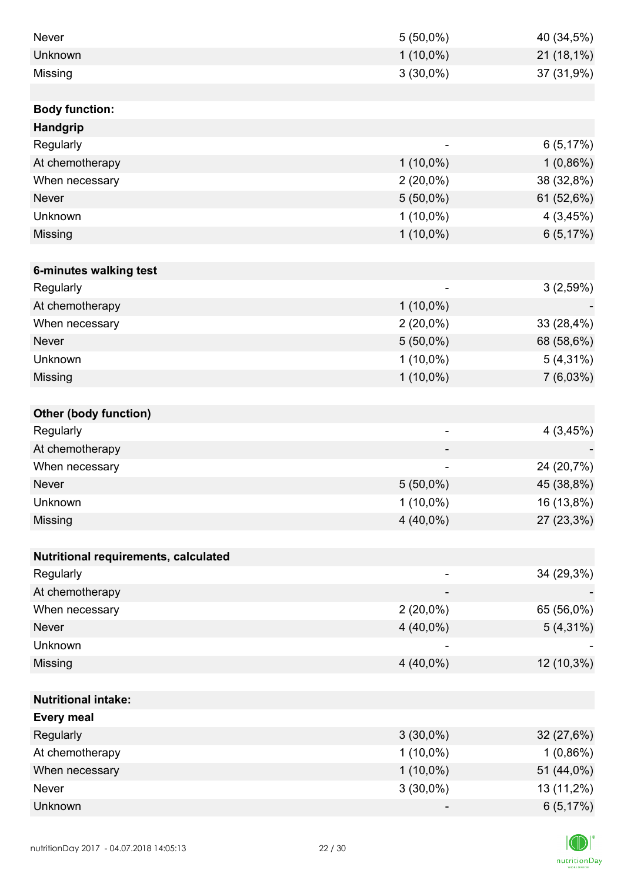| | | |
|---|---|---|
| Never | 5 (50,0%) | 40 (34,5%) |
| Unknown | 1 (10,0%) | 21 (18,1%) |
| Missing | 3 (30,0%) | 37 (31,9%) |
| | | |
| **Body function:** | | |
| **Handgrip** | | |
| Regularly | - | 6 (5,17%) |
| At chemotherapy | 1 (10,0%) | 1 (0,86%) |
| When necessary | 2 (20,0%) | 38 (32,8%) |
| Never | 5 (50,0%) | 61 (52,6%) |
| Unknown | 1 (10,0%) | 4 (3,45%) |
| Missing | 1 (10,0%) | 6 (5,17%) |
| | | |
| **6-minutes walking test** | | |
| Regularly | - | 3 (2,59%) |
| At chemotherapy | 1 (10,0%) | - |
| When necessary | 2 (20,0%) | 33 (28,4%) |
| Never | 5 (50,0%) | 68 (58,6%) |
| Unknown | 1 (10,0%) | 5 (4,31%) |
| Missing | 1 (10,0%) | 7 (6,03%) |
| | | |
| **Other (body function)** | | |
| Regularly | - | 4 (3,45%) |
| At chemotherapy | - | - |
| When necessary | - | 24 (20,7%) |
| Never | 5 (50,0%) | 45 (38,8%) |
| Unknown | 1 (10,0%) | 16 (13,8%) |
| Missing | 4 (40,0%) | 27 (23,3%) |
| | | |
| **Nutritional requirements, calculated** | | |
| Regularly | - | 34 (29,3%) |
| At chemotherapy | - | - |
| When necessary | 2 (20,0%) | 65 (56,0%) |
| Never | 4 (40,0%) | 5 (4,31%) |
| Unknown | - | - |
| Missing | 4 (40,0%) | 12 (10,3%) |
| | | |
| **Nutritional intake:** | | |
| **Every meal** | | |
| Regularly | 3 (30,0%) | 32 (27,6%) |
| At chemotherapy | 1 (10,0%) | 1 (0,86%) |
| When necessary | 1 (10,0%) | 51 (44,0%) |
| Never | 3 (30,0%) | 13 (11,2%) |
| Unknown | - | 6 (5,17%) |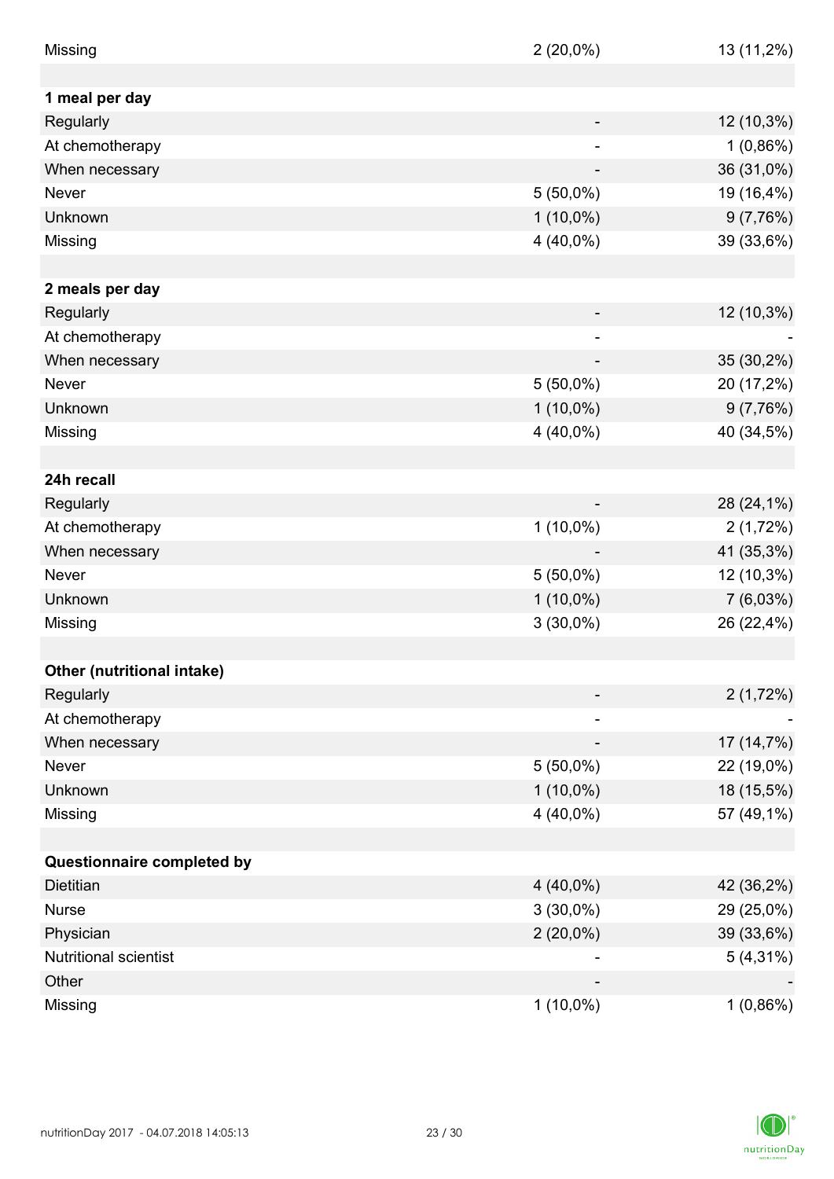| | | |
|---|---|---|
| Missing | 2 (20,0%) | 13 (11,2%) |
| | | |
| **1 meal per day** | | |
| Regularly | - | 12 (10,3%) |
| At chemotherapy | - | 1 (0,86%) |
| When necessary | - | 36 (31,0%) |
| Never | 5 (50,0%) | 19 (16,4%) |
| Unknown | 1 (10,0%) | 9 (7,76%) |
| Missing | 4 (40,0%) | 39 (33,6%) |
| | | |
| **2 meals per day** | | |
| Regularly | - | 12 (10,3%) |
| At chemotherapy | - | - |
| When necessary | - | 35 (30,2%) |
| Never | 5 (50,0%) | 20 (17,2%) |
| Unknown | 1 (10,0%) | 9 (7,76%) |
| Missing | 4 (40,0%) | 40 (34,5%) |
| | | |
| **24h recall** | | |
| Regularly | - | 28 (24,1%) |
| At chemotherapy | 1 (10,0%) | 2 (1,72%) |
| When necessary | - | 41 (35,3%) |
| Never | 5 (50,0%) | 12 (10,3%) |
| Unknown | 1 (10,0%) | 7 (6,03%) |
| Missing | 3 (30,0%) | 26 (22,4%) |
| | | |
| **Other (nutritional intake)** | | |
| Regularly | - | 2 (1,72%) |
| At chemotherapy | - | - |
| When necessary | - | 17 (14,7%) |
| Never | 5 (50,0%) | 22 (19,0%) |
| Unknown | 1 (10,0%) | 18 (15,5%) |
| Missing | 4 (40,0%) | 57 (49,1%) |
| | | |
| **Questionnaire completed by** | | |
| Dietitian | 4 (40,0%) | 42 (36,2%) |
| Nurse | 3 (30,0%) | 29 (25,0%) |
| Physician | 2 (20,0%) | 39 (33,6%) |
| Nutritional scientist | - | 5 (4,31%) |
| Other | - | - |
| Missing | 1 (10,0%) | 1 (0,86%) |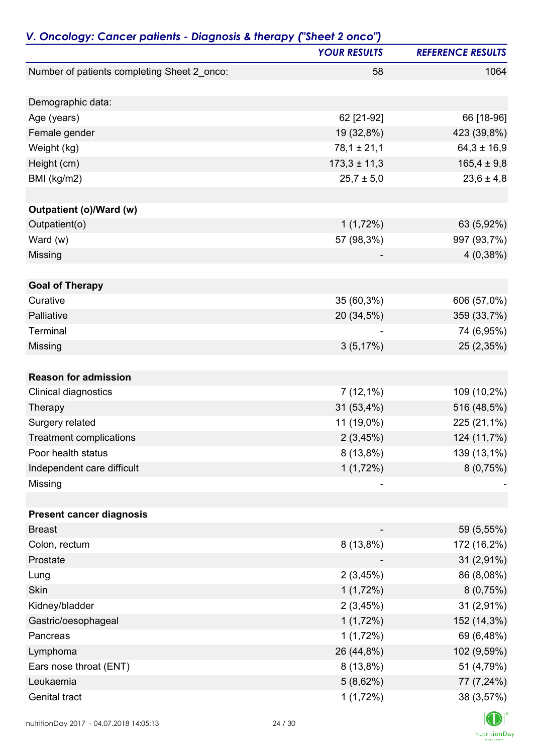## *V. Oncology: Cancer patients - Diagnosis & therapy ("Sheet 2 onco")*

| | *YOUR RESULTS* | *REFERENCE RESULTS* |
|---|---|---|
| Number of patients completing Sheet 2_onco: | 58 | 1064 |
| | | |
| Demographic data: | | |
| Age (years) | 62 [21-92] | 66 [18-96] |
| Female gender | 19 (32,8%) | 423 (39,8%) |
| Weight (kg) | 78,1 ± 21,1 | 64,3 ± 16,9 |
| Height (cm) | 173,3 ± 11,3 | 165,4 ± 9,8 |
| BMI (kg/m2) | 25,7 ± 5,0 | 23,6 ± 4,8 |
| | | |
| **Outpatient (o)/Ward (w)** | | |
| Outpatient(o) | 1 (1,72%) | 63 (5,92%) |
| Ward (w) | 57 (98,3%) | 997 (93,7%) |
| Missing | - | 4 (0,38%) |
| | | |
| **Goal of Therapy** | | |
| Curative | 35 (60,3%) | 606 (57,0%) |
| Palliative | 20 (34,5%) | 359 (33,7%) |
| Terminal | - | 74 (6,95%) |
| Missing | 3 (5,17%) | 25 (2,35%) |
| | | |
| **Reason for admission** | | |
| Clinical diagnostics | 7 (12,1%) | 109 (10,2%) |
| Therapy | 31 (53,4%) | 516 (48,5%) |
| Surgery related | 11 (19,0%) | 225 (21,1%) |
| Treatment complications | 2 (3,45%) | 124 (11,7%) |
| Poor health status | 8 (13,8%) | 139 (13,1%) |
| Independent care difficult | 1 (1,72%) | 8 (0,75%) |
| Missing | - | - |
| | | |
| **Present cancer diagnosis** | | |
| Breast | - | 59 (5,55%) |
| Colon, rectum | 8 (13,8%) | 172 (16,2%) |
| Prostate | - | 31 (2,91%) |
| Lung | 2 (3,45%) | 86 (8,08%) |
| Skin | 1 (1,72%) | 8 (0,75%) |
| Kidney/bladder | 2 (3,45%) | 31 (2,91%) |
| Gastric/oesophageal | 1 (1,72%) | 152 (14,3%) |
| Pancreas | 1 (1,72%) | 69 (6,48%) |
| Lymphoma | 26 (44,8%) | 102 (9,59%) |
| Ears nose throat (ENT) | 8 (13,8%) | 51 (4,79%) |
| Leukaemia | 5 (8,62%) | 77 (7,24%) |
| Genital tract | 1 (1,72%) | 38 (3,57%) |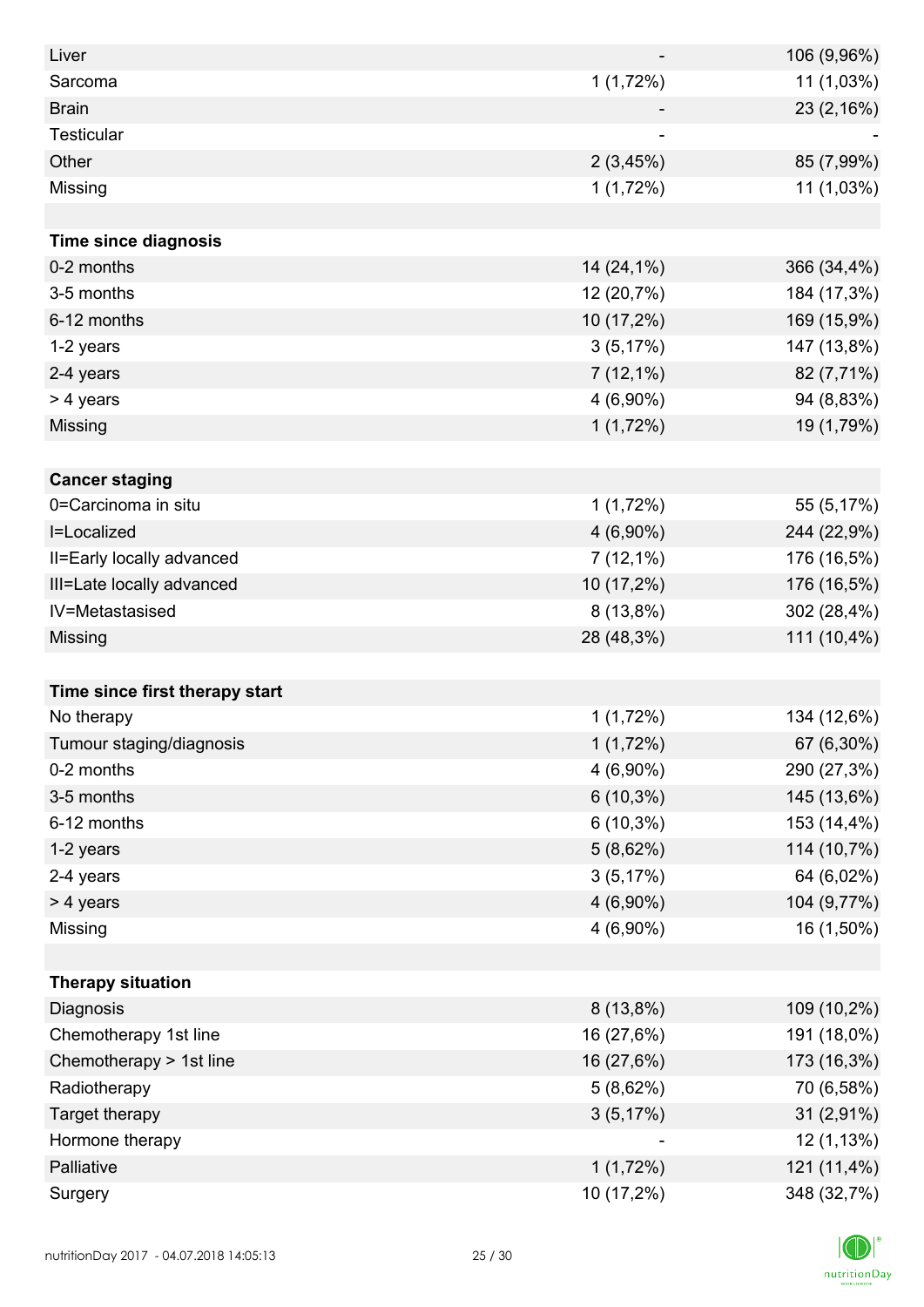| | | |
|---|---|---|
| Liver | - | 106 (9,96%) |
| Sarcoma | 1 (1,72%) | 11 (1,03%) |
| Brain | - | 23 (2,16%) |
| Testicular | - | - |
| Other | 2 (3,45%) | 85 (7,99%) |
| Missing | 1 (1,72%) | 11 (1,03%) |
| | | |
| **Time since diagnosis** | | |
| 0-2 months | 14 (24,1%) | 366 (34,4%) |
| 3-5 months | 12 (20,7%) | 184 (17,3%) |
| 6-12 months | 10 (17,2%) | 169 (15,9%) |
| 1-2 years | 3 (5,17%) | 147 (13,8%) |
| 2-4 years | 7 (12,1%) | 82 (7,71%) |
| > 4 years | 4 (6,90%) | 94 (8,83%) |
| Missing | 1 (1,72%) | 19 (1,79%) |
| | | |
| **Cancer staging** | | |
| 0=Carcinoma in situ | 1 (1,72%) | 55 (5,17%) |
| I=Localized | 4 (6,90%) | 244 (22,9%) |
| II=Early locally advanced | 7 (12,1%) | 176 (16,5%) |
| III=Late locally advanced | 10 (17,2%) | 176 (16,5%) |
| IV=Metastasised | 8 (13,8%) | 302 (28,4%) |
| Missing | 28 (48,3%) | 111 (10,4%) |
| | | |
| **Time since first therapy start** | | |
| No therapy | 1 (1,72%) | 134 (12,6%) |
| Tumour staging/diagnosis | 1 (1,72%) | 67 (6,30%) |
| 0-2 months | 4 (6,90%) | 290 (27,3%) |
| 3-5 months | 6 (10,3%) | 145 (13,6%) |
| 6-12 months | 6 (10,3%) | 153 (14,4%) |
| 1-2 years | 5 (8,62%) | 114 (10,7%) |
| 2-4 years | 3 (5,17%) | 64 (6,02%) |
| > 4 years | 4 (6,90%) | 104 (9,77%) |
| Missing | 4 (6,90%) | 16 (1,50%) |
| | | |
| **Therapy situation** | | |
| Diagnosis | 8 (13,8%) | 109 (10,2%) |
| Chemotherapy 1st line | 16 (27,6%) | 191 (18,0%) |
| Chemotherapy > 1st line | 16 (27,6%) | 173 (16,3%) |
| Radiotherapy | 5 (8,62%) | 70 (6,58%) |
| Target therapy | 3 (5,17%) | 31 (2,91%) |
| Hormone therapy | - | 12 (1,13%) |
| Palliative | 1 (1,72%) | 121 (11,4%) |
| Surgery | 10 (17,2%) | 348 (32,7%) |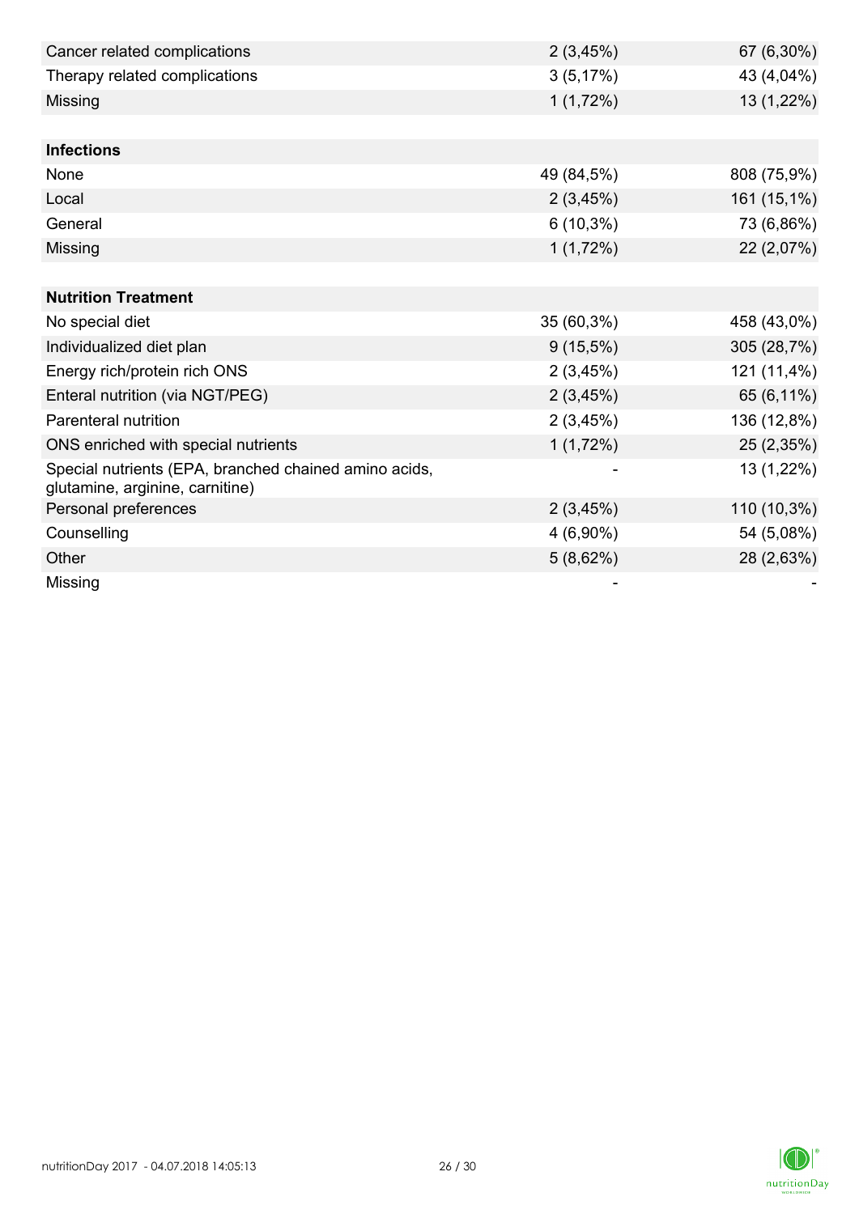| | | |
|---|---|---|
| Cancer related complications | 2 (3,45%) | 67 (6,30%) |
| Therapy related complications | 3 (5,17%) | 43 (4,04%) |
| Missing | 1 (1,72%) | 13 (1,22%) |
| | | |
| **Infections** | | |
| None | 49 (84,5%) | 808 (75,9%) |
| Local | 2 (3,45%) | 161 (15,1%) |
| General | 6 (10,3%) | 73 (6,86%) |
| Missing | 1 (1,72%) | 22 (2,07%) |
| | | |
| **Nutrition Treatment** | | |
| No special diet | 35 (60,3%) | 458 (43,0%) |
| Individualized diet plan | 9 (15,5%) | 305 (28,7%) |
| Energy rich/protein rich ONS | 2 (3,45%) | 121 (11,4%) |
| Enteral nutrition (via NGT/PEG) | 2 (3,45%) | 65 (6,11%) |
| Parenteral nutrition | 2 (3,45%) | 136 (12,8%) |
| ONS enriched with special nutrients | 1 (1,72%) | 25 (2,35%) |
| Special nutrients (EPA, branched chained amino acids, glutamine, arginine, carnitine) | - | 13 (1,22%) |
| Personal preferences | 2 (3,45%) | 110 (10,3%) |
| Counselling | 4 (6,90%) | 54 (5,08%) |
| Other | 5 (8,62%) | 28 (2,63%) |
| Missing | - | - |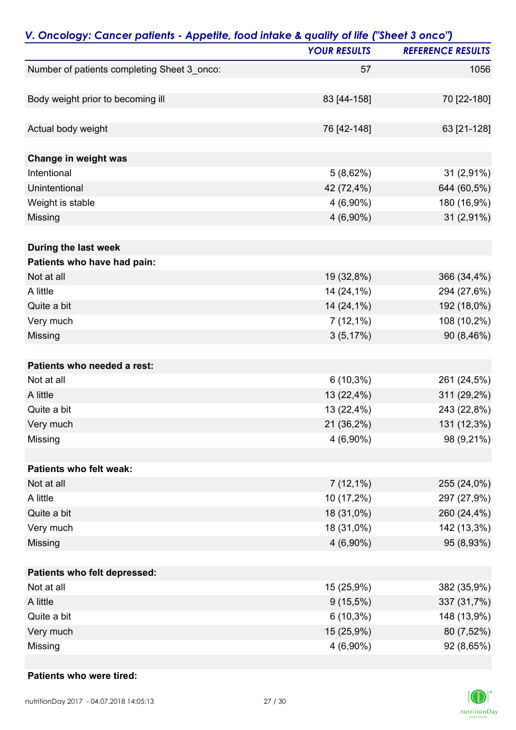## *V. Oncology: Cancer patients - Appetite, food intake & quality of life ("Sheet 3 onco")*

| | *YOUR RESULTS* | *REFERENCE RESULTS* |
|---|---|---|
| Number of patients completing Sheet 3_onco: | 57 | 1056 |
| | | |
| Body weight prior to becoming ill | 83 [44-158] | 70 [22-180] |
| | | |
| Actual body weight | 76 [42-148] | 63 [21-128] |
| | | |
| **Change in weight was** | | |
| Intentional | 5 (8,62%) | 31 (2,91%) |
| Unintentional | 42 (72,4%) | 644 (60,5%) |
| Weight is stable | 4 (6,90%) | 180 (16,9%) |
| Missing | 4 (6,90%) | 31 (2,91%) |
| | | |
| **During the last week** | | |
| **Patients who have had pain:** | | |
| Not at all | 19 (32,8%) | 366 (34,4%) |
| A little | 14 (24,1%) | 294 (27,6%) |
| Quite a bit | 14 (24,1%) | 192 (18,0%) |
| Very much | 7 (12,1%) | 108 (10,2%) |
| Missing | 3 (5,17%) | 90 (8,46%) |
| | | |
| **Patients who needed a rest:** | | |
| Not at all | 6 (10,3%) | 261 (24,5%) |
| A little | 13 (22,4%) | 311 (29,2%) |
| Quite a bit | 13 (22,4%) | 243 (22,8%) |
| Very much | 21 (36,2%) | 131 (12,3%) |
| Missing | 4 (6,90%) | 98 (9,21%) |
| | | |
| **Patients who felt weak:** | | |
| Not at all | 7 (12,1%) | 255 (24,0%) |
| A little | 10 (17,2%) | 297 (27,9%) |
| Quite a bit | 18 (31,0%) | 260 (24,4%) |
| Very much | 18 (31,0%) | 142 (13,3%) |
| Missing | 4 (6,90%) | 95 (8,93%) |
| | | |
| **Patients who felt depressed:** | | |
| Not at all | 15 (25,9%) | 382 (35,9%) |
| A little | 9 (15,5%) | 337 (31,7%) |
| Quite a bit | 6 (10,3%) | 148 (13,9%) |
| Very much | 15 (25,9%) | 80 (7,52%) |
| Missing | 4 (6,90%) | 92 (8,65%) |
| | | |
| **Patients who were tired:** | | |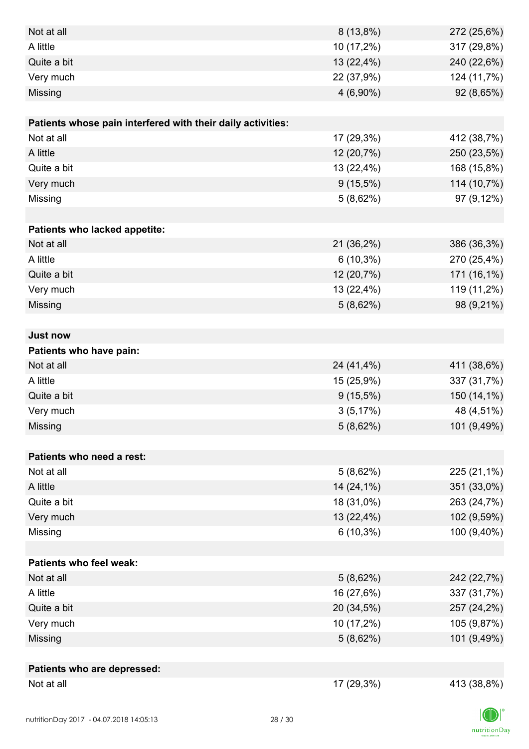| | | |
|---|---|---|
| Not at all | 8 (13,8%) | 272 (25,6%) |
| A little | 10 (17,2%) | 317 (29,8%) |
| Quite a bit | 13 (22,4%) | 240 (22,6%) |
| Very much | 22 (37,9%) | 124 (11,7%) |
| Missing | 4 (6,90%) | 92 (8,65%) |
| | | |
| **Patients whose pain interfered with their daily activities:** | | |
| Not at all | 17 (29,3%) | 412 (38,7%) |
| A little | 12 (20,7%) | 250 (23,5%) |
| Quite a bit | 13 (22,4%) | 168 (15,8%) |
| Very much | 9 (15,5%) | 114 (10,7%) |
| Missing | 5 (8,62%) | 97 (9,12%) |
| | | |
| **Patients who lacked appetite:** | | |
| Not at all | 21 (36,2%) | 386 (36,3%) |
| A little | 6 (10,3%) | 270 (25,4%) |
| Quite a bit | 12 (20,7%) | 171 (16,1%) |
| Very much | 13 (22,4%) | 119 (11,2%) |
| Missing | 5 (8,62%) | 98 (9,21%) |
| | | |
| **Just now** | | |
| **Patients who have pain:** | | |
| Not at all | 24 (41,4%) | 411 (38,6%) |
| A little | 15 (25,9%) | 337 (31,7%) |
| Quite a bit | 9 (15,5%) | 150 (14,1%) |
| Very much | 3 (5,17%) | 48 (4,51%) |
| Missing | 5 (8,62%) | 101 (9,49%) |
| | | |
| **Patients who need a rest:** | | |
| Not at all | 5 (8,62%) | 225 (21,1%) |
| A little | 14 (24,1%) | 351 (33,0%) |
| Quite a bit | 18 (31,0%) | 263 (24,7%) |
| Very much | 13 (22,4%) | 102 (9,59%) |
| Missing | 6 (10,3%) | 100 (9,40%) |
| | | |
| **Patients who feel weak:** | | |
| Not at all | 5 (8,62%) | 242 (22,7%) |
| A little | 16 (27,6%) | 337 (31,7%) |
| Quite a bit | 20 (34,5%) | 257 (24,2%) |
| Very much | 10 (17,2%) | 105 (9,87%) |
| Missing | 5 (8,62%) | 101 (9,49%) |
| | | |
| **Patients who are depressed:** | | |
| Not at all | 17 (29,3%) | 413 (38,8%) |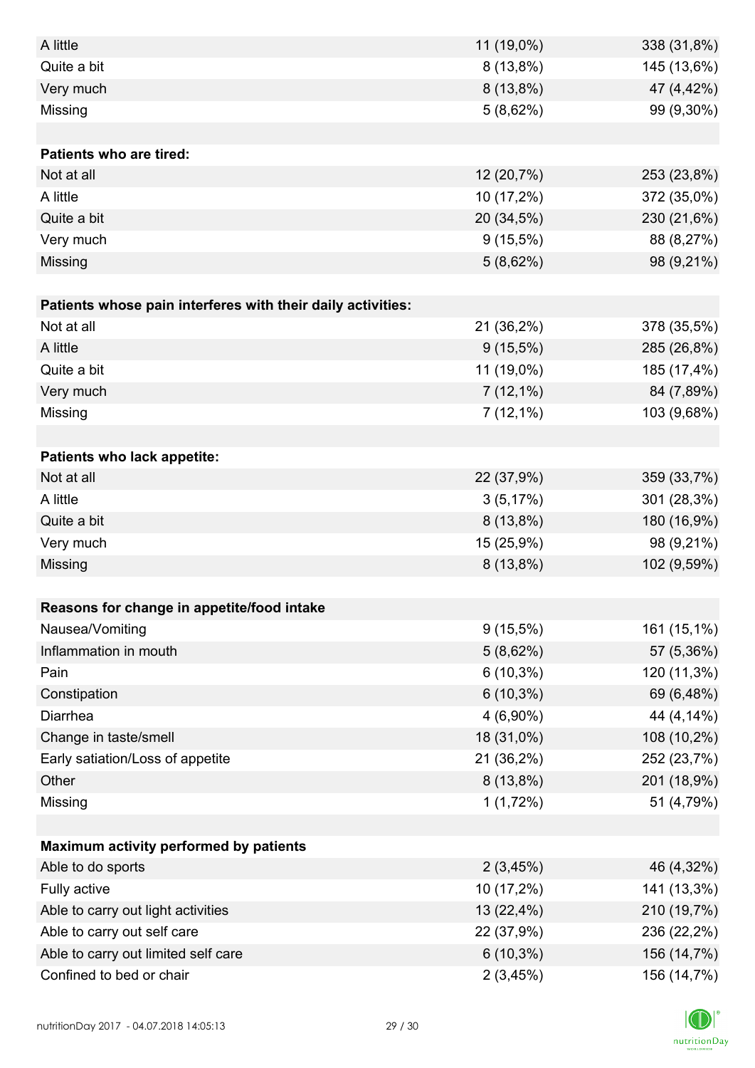| | | |
|---|---|---|
| A little | 11 (19,0%) | 338 (31,8%) |
| Quite a bit | 8 (13,8%) | 145 (13,6%) |
| Very much | 8 (13,8%) | 47 (4,42%) |
| Missing | 5 (8,62%) | 99 (9,30%) |
| | | |
| **Patients who are tired:** | | |
| Not at all | 12 (20,7%) | 253 (23,8%) |
| A little | 10 (17,2%) | 372 (35,0%) |
| Quite a bit | 20 (34,5%) | 230 (21,6%) |
| Very much | 9 (15,5%) | 88 (8,27%) |
| Missing | 5 (8,62%) | 98 (9,21%) |
| | | |
| **Patients whose pain interferes with their daily activities:** | | |
| Not at all | 21 (36,2%) | 378 (35,5%) |
| A little | 9 (15,5%) | 285 (26,8%) |
| Quite a bit | 11 (19,0%) | 185 (17,4%) |
| Very much | 7 (12,1%) | 84 (7,89%) |
| Missing | 7 (12,1%) | 103 (9,68%) |
| | | |
| **Patients who lack appetite:** | | |
| Not at all | 22 (37,9%) | 359 (33,7%) |
| A little | 3 (5,17%) | 301 (28,3%) |
| Quite a bit | 8 (13,8%) | 180 (16,9%) |
| Very much | 15 (25,9%) | 98 (9,21%) |
| Missing | 8 (13,8%) | 102 (9,59%) |
| | | |
| **Reasons for change in appetite/food intake** | | |
| Nausea/Vomiting | 9 (15,5%) | 161 (15,1%) |
| Inflammation in mouth | 5 (8,62%) | 57 (5,36%) |
| Pain | 6 (10,3%) | 120 (11,3%) |
| Constipation | 6 (10,3%) | 69 (6,48%) |
| Diarrhea | 4 (6,90%) | 44 (4,14%) |
| Change in taste/smell | 18 (31,0%) | 108 (10,2%) |
| Early satiation/Loss of appetite | 21 (36,2%) | 252 (23,7%) |
| Other | 8 (13,8%) | 201 (18,9%) |
| Missing | 1 (1,72%) | 51 (4,79%) |
| | | |
| **Maximum activity performed by patients** | | |
| Able to do sports | 2 (3,45%) | 46 (4,32%) |
| Fully active | 10 (17,2%) | 141 (13,3%) |
| Able to carry out light activities | 13 (22,4%) | 210 (19,7%) |
| Able to carry out self care | 22 (37,9%) | 236 (22,2%) |
| Able to carry out limited self care | 6 (10,3%) | 156 (14,7%) |
| Confined to bed or chair | 2 (3,45%) | 156 (14,7%) |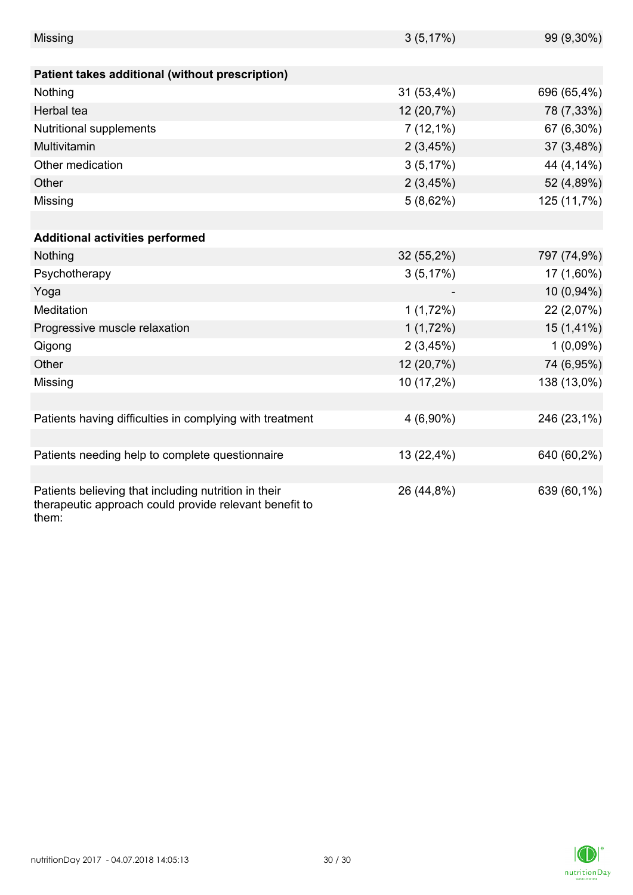| | | |
|---|---|---|
| Missing | 3 (5,17%) | 99 (9,30%) |
| | | |
| **Patient takes additional (without prescription)** | | |
| Nothing | 31 (53,4%) | 696 (65,4%) |
| Herbal tea | 12 (20,7%) | 78 (7,33%) |
| Nutritional supplements | 7 (12,1%) | 67 (6,30%) |
| Multivitamin | 2 (3,45%) | 37 (3,48%) |
| Other medication | 3 (5,17%) | 44 (4,14%) |
| Other | 2 (3,45%) | 52 (4,89%) |
| Missing | 5 (8,62%) | 125 (11,7%) |
| | | |
| **Additional activities performed** | | |
| Nothing | 32 (55,2%) | 797 (74,9%) |
| Psychotherapy | 3 (5,17%) | 17 (1,60%) |
| Yoga | - | 10 (0,94%) |
| Meditation | 1 (1,72%) | 22 (2,07%) |
| Progressive muscle relaxation | 1 (1,72%) | 15 (1,41%) |
| Qigong | 2 (3,45%) | 1 (0,09%) |
| Other | 12 (20,7%) | 74 (6,95%) |
| Missing | 10 (17,2%) | 138 (13,0%) |
| | | |
| Patients having difficulties in complying with treatment | 4 (6,90%) | 246 (23,1%) |
| | | |
| Patients needing help to complete questionnaire | 13 (22,4%) | 640 (60,2%) |
| | | |
| Patients believing that including nutrition in their therapeutic approach could provide relevant benefit to them: | 26 (44,8%) | 639 (60,1%) |